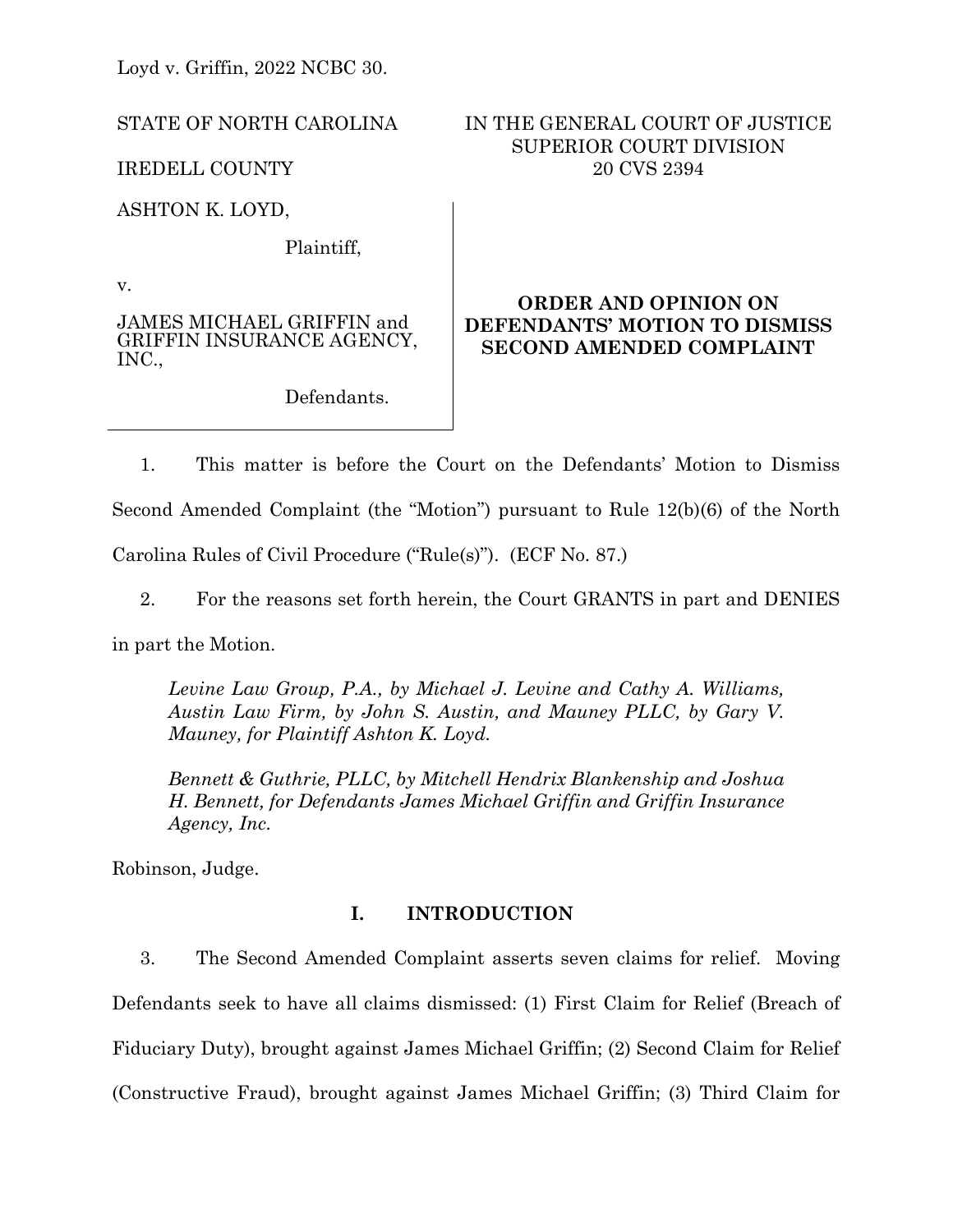Loyd v. Griffin, 2022 NCBC 30.

STATE OF NORTH CAROLINA

IREDELL COUNTY

IN THE GENERAL COURT OF JUSTICE
SUPERIOR COURT DIVISION
20 CVS 2394

ASHTON K. LOYD,

Plaintiff,

v.

JAMES MICHAEL GRIFFIN and GRIFFIN INSURANCE AGENCY, INC.,

Defendants.

**ORDER AND OPINION ON DEFENDANTS' MOTION TO DISMISS SECOND AMENDED COMPLAINT**

1. This matter is before the Court on the Defendants' Motion to Dismiss Second Amended Complaint (the "Motion") pursuant to Rule 12(b)(6) of the North Carolina Rules of Civil Procedure ("Rule(s)"). (ECF No. 87.)

2. For the reasons set forth herein, the Court GRANTS in part and DENIES in part the Motion.

*Levine Law Group, P.A., by Michael J. Levine and Cathy A. Williams, Austin Law Firm, by John S. Austin, and Mauney PLLC, by Gary V. Mauney, for Plaintiff Ashton K. Loyd.*

*Bennett & Guthrie, PLLC, by Mitchell Hendrix Blankenship and Joshua H. Bennett, for Defendants James Michael Griffin and Griffin Insurance Agency, Inc.*

Robinson, Judge.

## I. INTRODUCTION

3. The Second Amended Complaint asserts seven claims for relief. Moving Defendants seek to have all claims dismissed: (1) First Claim for Relief (Breach of Fiduciary Duty), brought against James Michael Griffin; (2) Second Claim for Relief (Constructive Fraud), brought against James Michael Griffin; (3) Third Claim for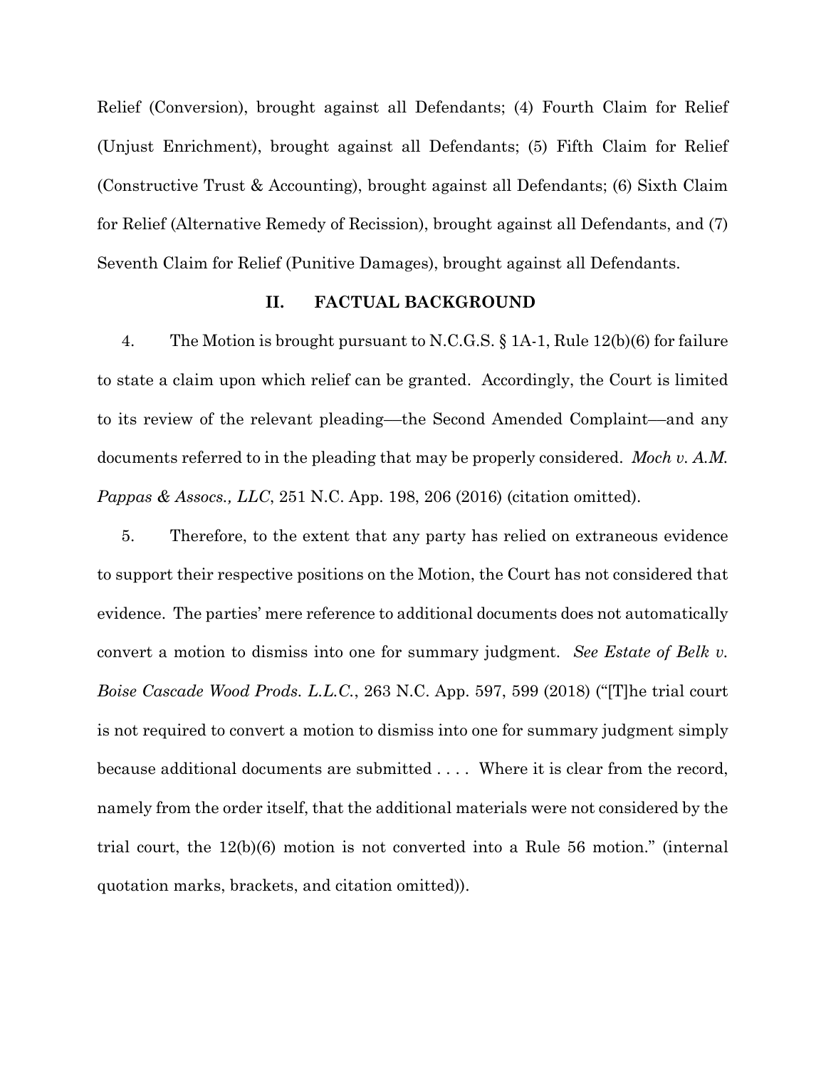Relief (Conversion), brought against all Defendants; (4) Fourth Claim for Relief (Unjust Enrichment), brought against all Defendants; (5) Fifth Claim for Relief (Constructive Trust & Accounting), brought against all Defendants; (6) Sixth Claim for Relief (Alternative Remedy of Recission), brought against all Defendants, and (7) Seventh Claim for Relief (Punitive Damages), brought against all Defendants.

## II. FACTUAL BACKGROUND

4. The Motion is brought pursuant to N.C.G.S. § 1A-1, Rule 12(b)(6) for failure to state a claim upon which relief can be granted. Accordingly, the Court is limited to its review of the relevant pleading—the Second Amended Complaint—and any documents referred to in the pleading that may be properly considered. *Moch v. A.M. Pappas & Assocs., LLC*, 251 N.C. App. 198, 206 (2016) (citation omitted).

5. Therefore, to the extent that any party has relied on extraneous evidence to support their respective positions on the Motion, the Court has not considered that evidence. The parties' mere reference to additional documents does not automatically convert a motion to dismiss into one for summary judgment. *See Estate of Belk v. Boise Cascade Wood Prods. L.L.C.*, 263 N.C. App. 597, 599 (2018) ("[T]he trial court is not required to convert a motion to dismiss into one for summary judgment simply because additional documents are submitted . . . . Where it is clear from the record, namely from the order itself, that the additional materials were not considered by the trial court, the 12(b)(6) motion is not converted into a Rule 56 motion." (internal quotation marks, brackets, and citation omitted)).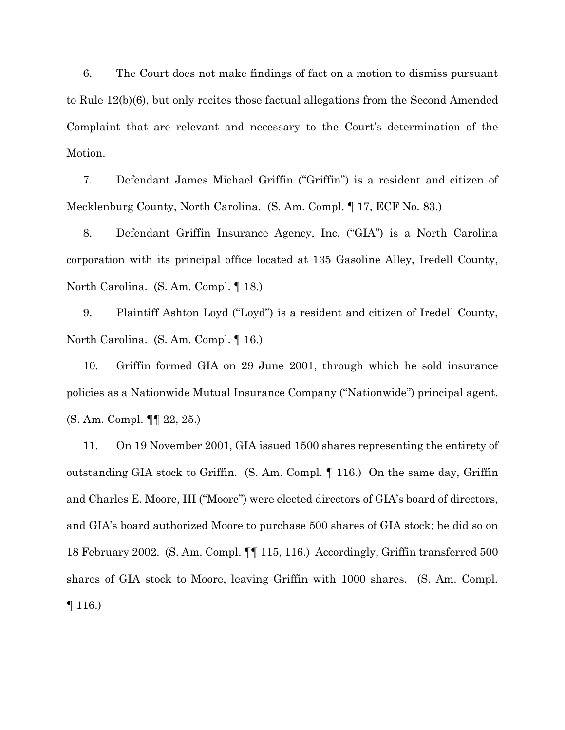6. The Court does not make findings of fact on a motion to dismiss pursuant to Rule 12(b)(6), but only recites those factual allegations from the Second Amended Complaint that are relevant and necessary to the Court's determination of the Motion.

7. Defendant James Michael Griffin ("Griffin") is a resident and citizen of Mecklenburg County, North Carolina. (S. Am. Compl. ¶ 17, ECF No. 83.)

8. Defendant Griffin Insurance Agency, Inc. ("GIA") is a North Carolina corporation with its principal office located at 135 Gasoline Alley, Iredell County, North Carolina. (S. Am. Compl. ¶ 18.)

9. Plaintiff Ashton Loyd ("Loyd") is a resident and citizen of Iredell County, North Carolina. (S. Am. Compl. ¶ 16.)

10. Griffin formed GIA on 29 June 2001, through which he sold insurance policies as a Nationwide Mutual Insurance Company ("Nationwide") principal agent. (S. Am. Compl. ¶¶ 22, 25.)

11. On 19 November 2001, GIA issued 1500 shares representing the entirety of outstanding GIA stock to Griffin. (S. Am. Compl. ¶ 116.) On the same day, Griffin and Charles E. Moore, III ("Moore") were elected directors of GIA's board of directors, and GIA's board authorized Moore to purchase 500 shares of GIA stock; he did so on 18 February 2002. (S. Am. Compl. ¶¶ 115, 116.) Accordingly, Griffin transferred 500 shares of GIA stock to Moore, leaving Griffin with 1000 shares. (S. Am. Compl. ¶ 116.)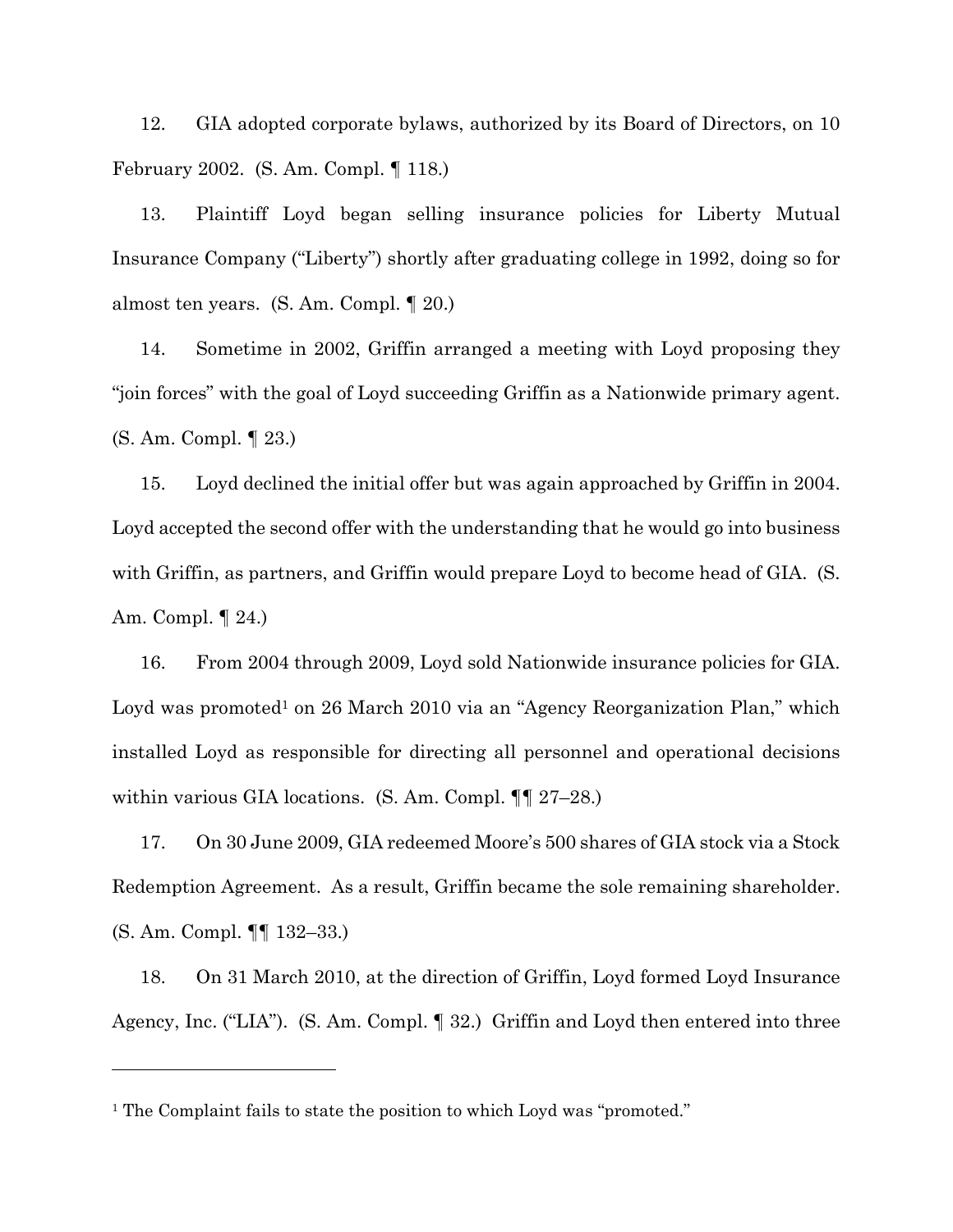12. GIA adopted corporate bylaws, authorized by its Board of Directors, on 10 February 2002. (S. Am. Compl. ¶ 118.)

13. Plaintiff Loyd began selling insurance policies for Liberty Mutual Insurance Company ("Liberty") shortly after graduating college in 1992, doing so for almost ten years. (S. Am. Compl. ¶ 20.)

14. Sometime in 2002, Griffin arranged a meeting with Loyd proposing they "join forces" with the goal of Loyd succeeding Griffin as a Nationwide primary agent. (S. Am. Compl. ¶ 23.)

15. Loyd declined the initial offer but was again approached by Griffin in 2004. Loyd accepted the second offer with the understanding that he would go into business with Griffin, as partners, and Griffin would prepare Loyd to become head of GIA. (S. Am. Compl. ¶ 24.)

16. From 2004 through 2009, Loyd sold Nationwide insurance policies for GIA. Loyd was promoted[1] on 26 March 2010 via an "Agency Reorganization Plan," which installed Loyd as responsible for directing all personnel and operational decisions within various GIA locations. (S. Am. Compl. ¶¶ 27–28.)

17. On 30 June 2009, GIA redeemed Moore's 500 shares of GIA stock via a Stock Redemption Agreement. As a result, Griffin became the sole remaining shareholder. (S. Am. Compl. ¶¶ 132–33.)

18. On 31 March 2010, at the direction of Griffin, Loyd formed Loyd Insurance Agency, Inc. ("LIA"). (S. Am. Compl. ¶ 32.) Griffin and Loyd then entered into three

[1] The Complaint fails to state the position to which Loyd was "promoted."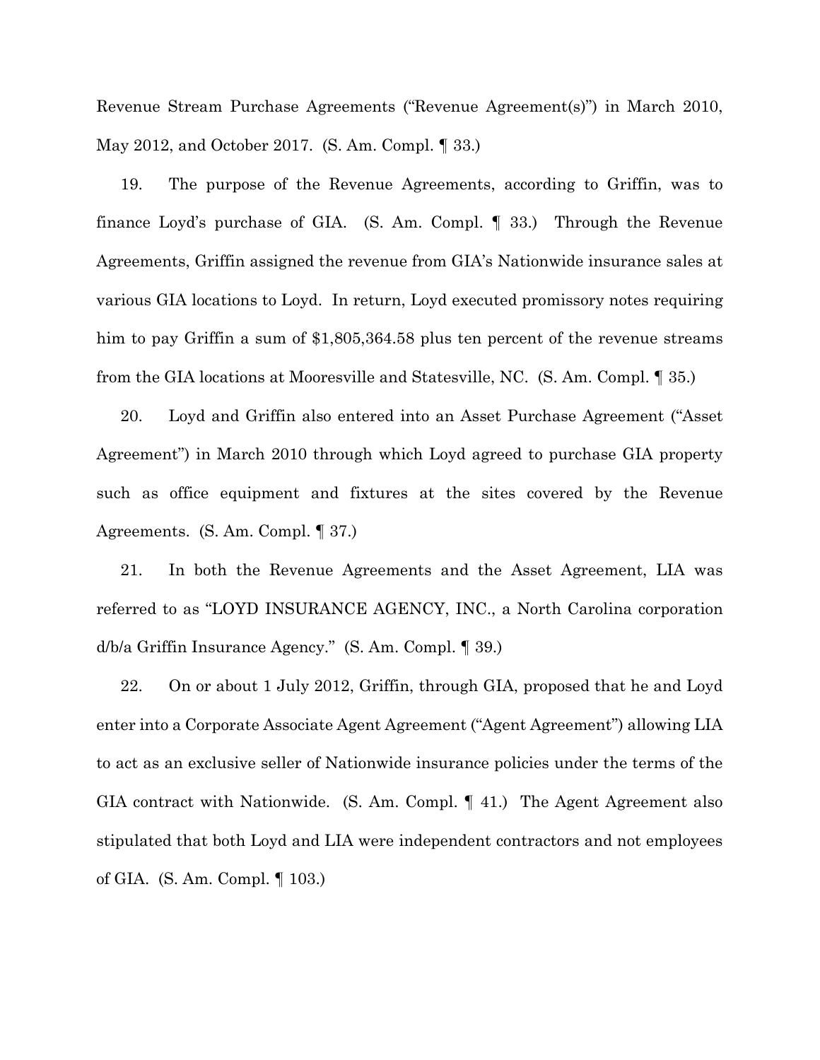Revenue Stream Purchase Agreements ("Revenue Agreement(s)") in March 2010, May 2012, and October 2017. (S. Am. Compl. ¶ 33.)

19. The purpose of the Revenue Agreements, according to Griffin, was to finance Loyd's purchase of GIA. (S. Am. Compl. ¶ 33.) Through the Revenue Agreements, Griffin assigned the revenue from GIA's Nationwide insurance sales at various GIA locations to Loyd. In return, Loyd executed promissory notes requiring him to pay Griffin a sum of $1,805,364.58 plus ten percent of the revenue streams from the GIA locations at Mooresville and Statesville, NC. (S. Am. Compl. ¶ 35.)

20. Loyd and Griffin also entered into an Asset Purchase Agreement ("Asset Agreement") in March 2010 through which Loyd agreed to purchase GIA property such as office equipment and fixtures at the sites covered by the Revenue Agreements. (S. Am. Compl. ¶ 37.)

21. In both the Revenue Agreements and the Asset Agreement, LIA was referred to as "LOYD INSURANCE AGENCY, INC., a North Carolina corporation d/b/a Griffin Insurance Agency." (S. Am. Compl. ¶ 39.)

22. On or about 1 July 2012, Griffin, through GIA, proposed that he and Loyd enter into a Corporate Associate Agent Agreement ("Agent Agreement") allowing LIA to act as an exclusive seller of Nationwide insurance policies under the terms of the GIA contract with Nationwide. (S. Am. Compl. ¶ 41.) The Agent Agreement also stipulated that both Loyd and LIA were independent contractors and not employees of GIA. (S. Am. Compl. ¶ 103.)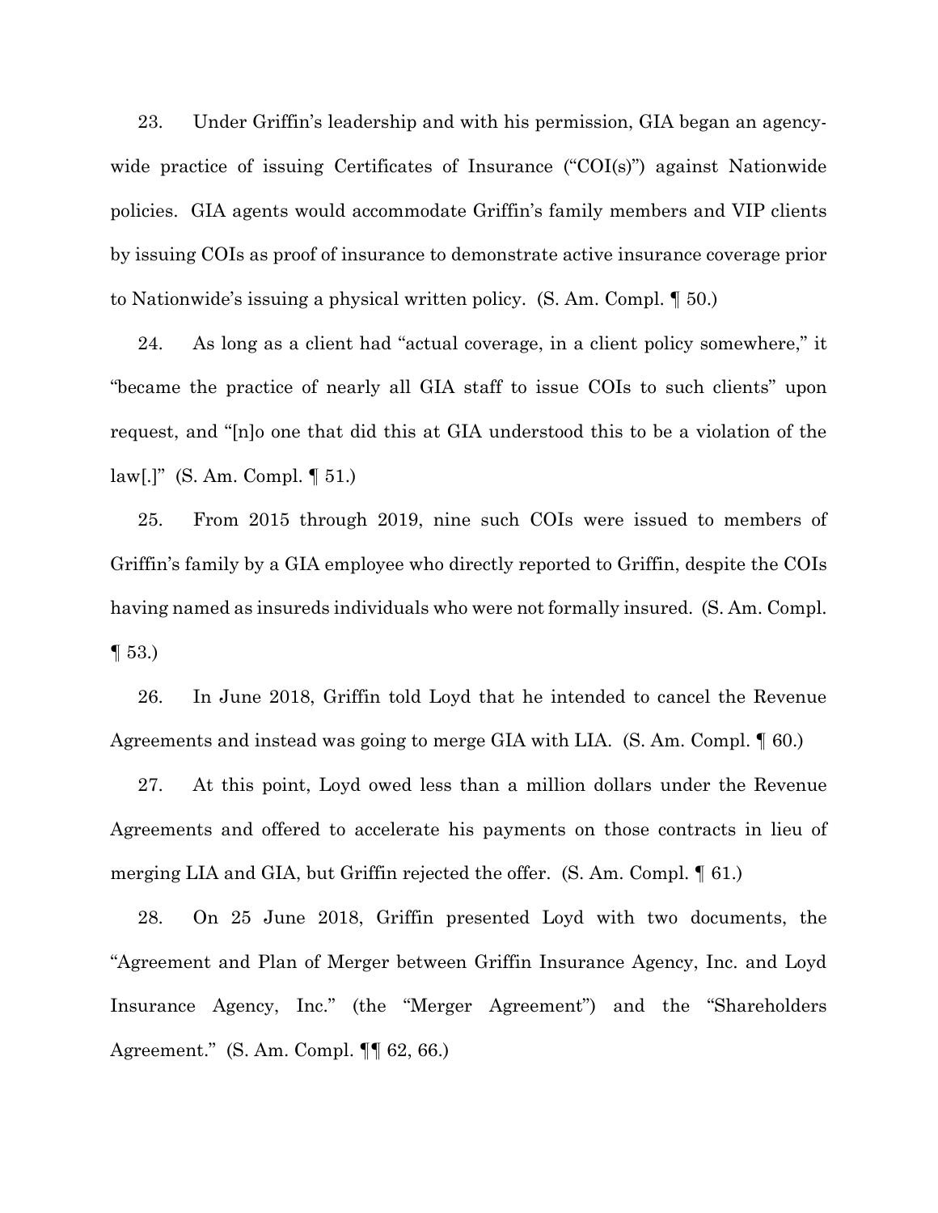23. Under Griffin's leadership and with his permission, GIA began an agency-wide practice of issuing Certificates of Insurance ("COI(s)") against Nationwide policies. GIA agents would accommodate Griffin's family members and VIP clients by issuing COIs as proof of insurance to demonstrate active insurance coverage prior to Nationwide's issuing a physical written policy. (S. Am. Compl. ¶ 50.)

24. As long as a client had "actual coverage, in a client policy somewhere," it "became the practice of nearly all GIA staff to issue COIs to such clients" upon request, and "[n]o one that did this at GIA understood this to be a violation of the law[.]" (S. Am. Compl. ¶ 51.)

25. From 2015 through 2019, nine such COIs were issued to members of Griffin's family by a GIA employee who directly reported to Griffin, despite the COIs having named as insureds individuals who were not formally insured. (S. Am. Compl. ¶ 53.)

26. In June 2018, Griffin told Loyd that he intended to cancel the Revenue Agreements and instead was going to merge GIA with LIA. (S. Am. Compl. ¶ 60.)

27. At this point, Loyd owed less than a million dollars under the Revenue Agreements and offered to accelerate his payments on those contracts in lieu of merging LIA and GIA, but Griffin rejected the offer. (S. Am. Compl. ¶ 61.)

28. On 25 June 2018, Griffin presented Loyd with two documents, the "Agreement and Plan of Merger between Griffin Insurance Agency, Inc. and Loyd Insurance Agency, Inc." (the "Merger Agreement") and the "Shareholders Agreement." (S. Am. Compl. ¶¶ 62, 66.)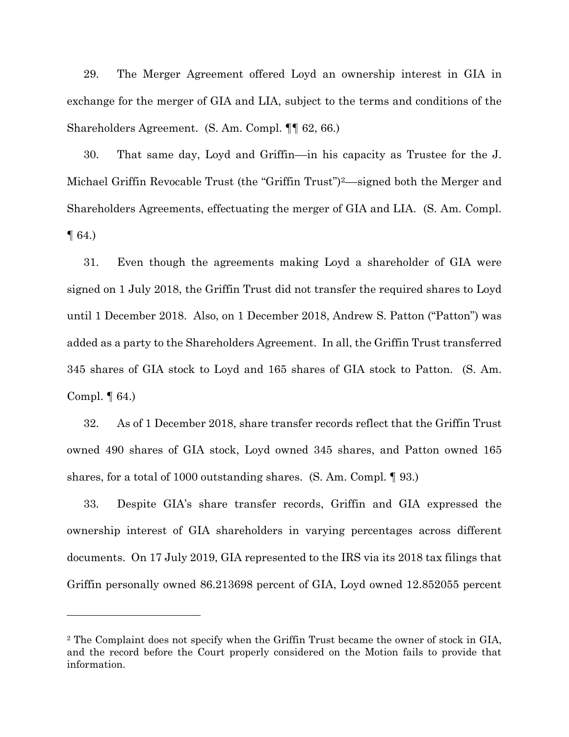29. The Merger Agreement offered Loyd an ownership interest in GIA in exchange for the merger of GIA and LIA, subject to the terms and conditions of the Shareholders Agreement. (S. Am. Compl. ¶¶ 62, 66.)

30. That same day, Loyd and Griffin—in his capacity as Trustee for the J. Michael Griffin Revocable Trust (the "Griffin Trust")[2]—signed both the Merger and Shareholders Agreements, effectuating the merger of GIA and LIA. (S. Am. Compl. ¶ 64.)

31. Even though the agreements making Loyd a shareholder of GIA were signed on 1 July 2018, the Griffin Trust did not transfer the required shares to Loyd until 1 December 2018. Also, on 1 December 2018, Andrew S. Patton ("Patton") was added as a party to the Shareholders Agreement. In all, the Griffin Trust transferred 345 shares of GIA stock to Loyd and 165 shares of GIA stock to Patton. (S. Am. Compl. ¶ 64.)

32. As of 1 December 2018, share transfer records reflect that the Griffin Trust owned 490 shares of GIA stock, Loyd owned 345 shares, and Patton owned 165 shares, for a total of 1000 outstanding shares. (S. Am. Compl. ¶ 93.)

33. Despite GIA's share transfer records, Griffin and GIA expressed the ownership interest of GIA shareholders in varying percentages across different documents. On 17 July 2019, GIA represented to the IRS via its 2018 tax filings that Griffin personally owned 86.213698 percent of GIA, Loyd owned 12.852055 percent

---

[2] The Complaint does not specify when the Griffin Trust became the owner of stock in GIA, and the record before the Court properly considered on the Motion fails to provide that information.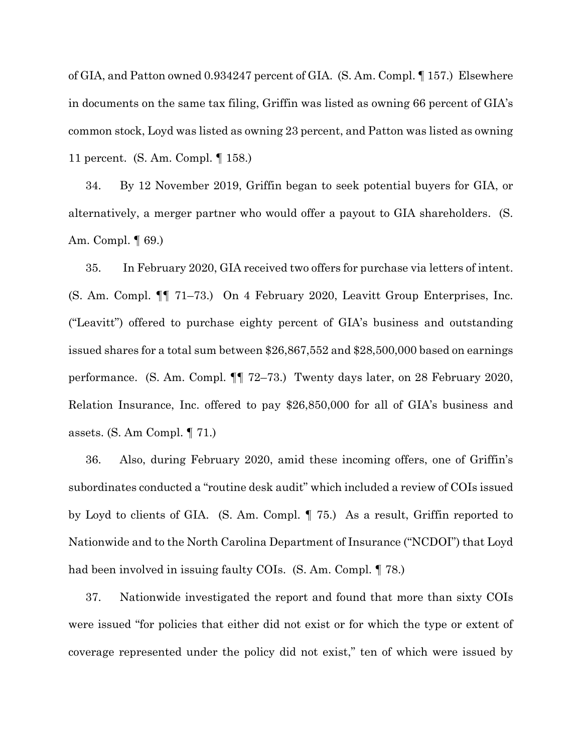of GIA, and Patton owned 0.934247 percent of GIA. (S. Am. Compl. ¶ 157.) Elsewhere in documents on the same tax filing, Griffin was listed as owning 66 percent of GIA's common stock, Loyd was listed as owning 23 percent, and Patton was listed as owning 11 percent. (S. Am. Compl. ¶ 158.)

34. By 12 November 2019, Griffin began to seek potential buyers for GIA, or alternatively, a merger partner who would offer a payout to GIA shareholders. (S. Am. Compl. ¶ 69.)

35. In February 2020, GIA received two offers for purchase via letters of intent. (S. Am. Compl. ¶¶ 71–73.) On 4 February 2020, Leavitt Group Enterprises, Inc. ("Leavitt") offered to purchase eighty percent of GIA's business and outstanding issued shares for a total sum between $26,867,552 and $28,500,000 based on earnings performance. (S. Am. Compl. ¶¶ 72–73.) Twenty days later, on 28 February 2020, Relation Insurance, Inc. offered to pay $26,850,000 for all of GIA's business and assets. (S. Am Compl. ¶ 71.)

36. Also, during February 2020, amid these incoming offers, one of Griffin's subordinates conducted a "routine desk audit" which included a review of COIs issued by Loyd to clients of GIA. (S. Am. Compl. ¶ 75.) As a result, Griffin reported to Nationwide and to the North Carolina Department of Insurance ("NCDOI") that Loyd had been involved in issuing faulty COIs. (S. Am. Compl. ¶ 78.)

37. Nationwide investigated the report and found that more than sixty COIs were issued "for policies that either did not exist or for which the type or extent of coverage represented under the policy did not exist," ten of which were issued by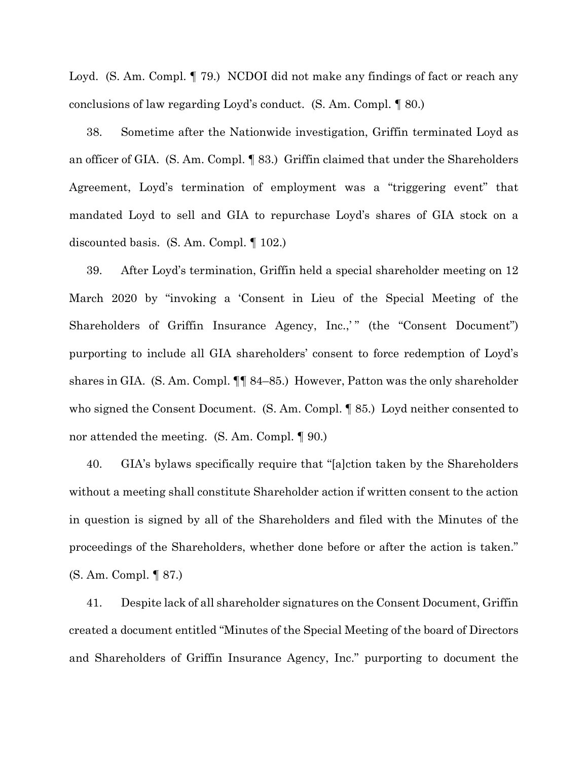Loyd. (S. Am. Compl. ¶ 79.) NCDOI did not make any findings of fact or reach any conclusions of law regarding Loyd's conduct. (S. Am. Compl. ¶ 80.)

38. Sometime after the Nationwide investigation, Griffin terminated Loyd as an officer of GIA. (S. Am. Compl. ¶ 83.) Griffin claimed that under the Shareholders Agreement, Loyd's termination of employment was a "triggering event" that mandated Loyd to sell and GIA to repurchase Loyd's shares of GIA stock on a discounted basis. (S. Am. Compl. ¶ 102.)

39. After Loyd's termination, Griffin held a special shareholder meeting on 12 March 2020 by "invoking a 'Consent in Lieu of the Special Meeting of the Shareholders of Griffin Insurance Agency, Inc.,' " (the "Consent Document") purporting to include all GIA shareholders' consent to force redemption of Loyd's shares in GIA. (S. Am. Compl. ¶¶ 84–85.) However, Patton was the only shareholder who signed the Consent Document. (S. Am. Compl. ¶ 85.) Loyd neither consented to nor attended the meeting. (S. Am. Compl. ¶ 90.)

40. GIA's bylaws specifically require that "[a]ction taken by the Shareholders without a meeting shall constitute Shareholder action if written consent to the action in question is signed by all of the Shareholders and filed with the Minutes of the proceedings of the Shareholders, whether done before or after the action is taken." (S. Am. Compl. ¶ 87.)

41. Despite lack of all shareholder signatures on the Consent Document, Griffin created a document entitled "Minutes of the Special Meeting of the board of Directors and Shareholders of Griffin Insurance Agency, Inc." purporting to document the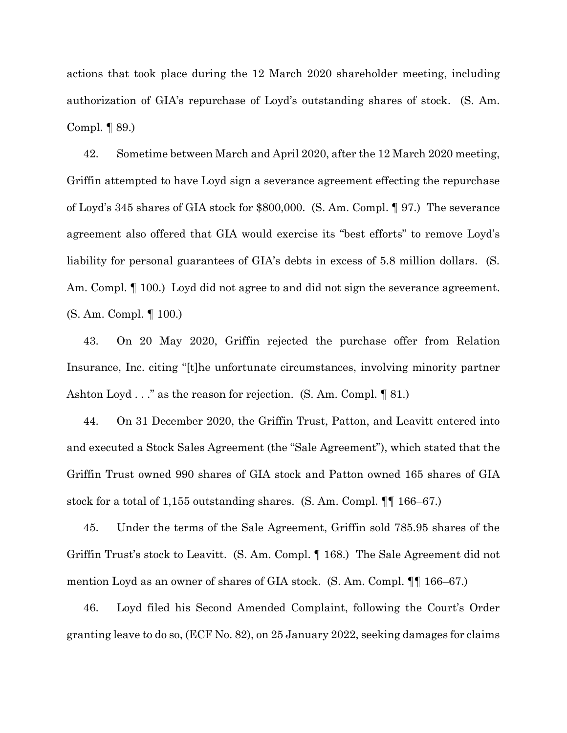actions that took place during the 12 March 2020 shareholder meeting, including authorization of GIA's repurchase of Loyd's outstanding shares of stock. (S. Am. Compl. ¶ 89.)

42. Sometime between March and April 2020, after the 12 March 2020 meeting, Griffin attempted to have Loyd sign a severance agreement effecting the repurchase of Loyd's 345 shares of GIA stock for $800,000. (S. Am. Compl. ¶ 97.) The severance agreement also offered that GIA would exercise its "best efforts" to remove Loyd's liability for personal guarantees of GIA's debts in excess of 5.8 million dollars. (S. Am. Compl. ¶ 100.) Loyd did not agree to and did not sign the severance agreement. (S. Am. Compl. ¶ 100.)

43. On 20 May 2020, Griffin rejected the purchase offer from Relation Insurance, Inc. citing "[t]he unfortunate circumstances, involving minority partner Ashton Loyd . . ." as the reason for rejection. (S. Am. Compl. ¶ 81.)

44. On 31 December 2020, the Griffin Trust, Patton, and Leavitt entered into and executed a Stock Sales Agreement (the "Sale Agreement"), which stated that the Griffin Trust owned 990 shares of GIA stock and Patton owned 165 shares of GIA stock for a total of 1,155 outstanding shares. (S. Am. Compl. ¶¶ 166–67.)

45. Under the terms of the Sale Agreement, Griffin sold 785.95 shares of the Griffin Trust's stock to Leavitt. (S. Am. Compl. ¶ 168.) The Sale Agreement did not mention Loyd as an owner of shares of GIA stock. (S. Am. Compl. ¶¶ 166–67.)

46. Loyd filed his Second Amended Complaint, following the Court's Order granting leave to do so, (ECF No. 82), on 25 January 2022, seeking damages for claims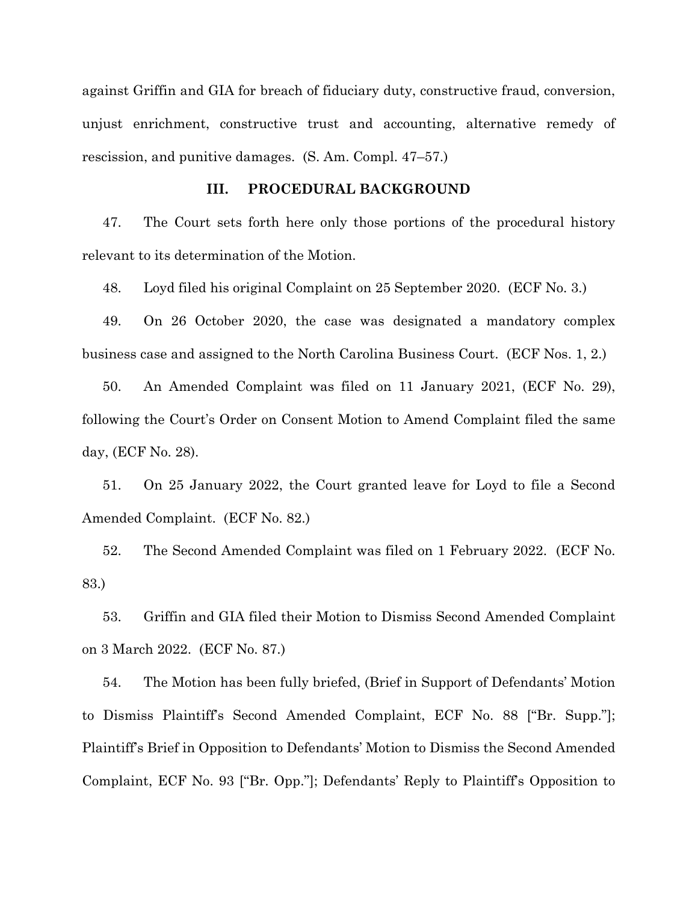against Griffin and GIA for breach of fiduciary duty, constructive fraud, conversion, unjust enrichment, constructive trust and accounting, alternative remedy of rescission, and punitive damages. (S. Am. Compl. 47–57.)

### III. PROCEDURAL BACKGROUND

47. The Court sets forth here only those portions of the procedural history relevant to its determination of the Motion.

48. Loyd filed his original Complaint on 25 September 2020. (ECF No. 3.)

49. On 26 October 2020, the case was designated a mandatory complex business case and assigned to the North Carolina Business Court. (ECF Nos. 1, 2.)

50. An Amended Complaint was filed on 11 January 2021, (ECF No. 29), following the Court's Order on Consent Motion to Amend Complaint filed the same day, (ECF No. 28).

51. On 25 January 2022, the Court granted leave for Loyd to file a Second Amended Complaint. (ECF No. 82.)

52. The Second Amended Complaint was filed on 1 February 2022. (ECF No. 83.)

53. Griffin and GIA filed their Motion to Dismiss Second Amended Complaint on 3 March 2022. (ECF No. 87.)

54. The Motion has been fully briefed, (Brief in Support of Defendants' Motion to Dismiss Plaintiff's Second Amended Complaint, ECF No. 88 ["Br. Supp."]; Plaintiff's Brief in Opposition to Defendants' Motion to Dismiss the Second Amended Complaint, ECF No. 93 ["Br. Opp."]; Defendants' Reply to Plaintiff's Opposition to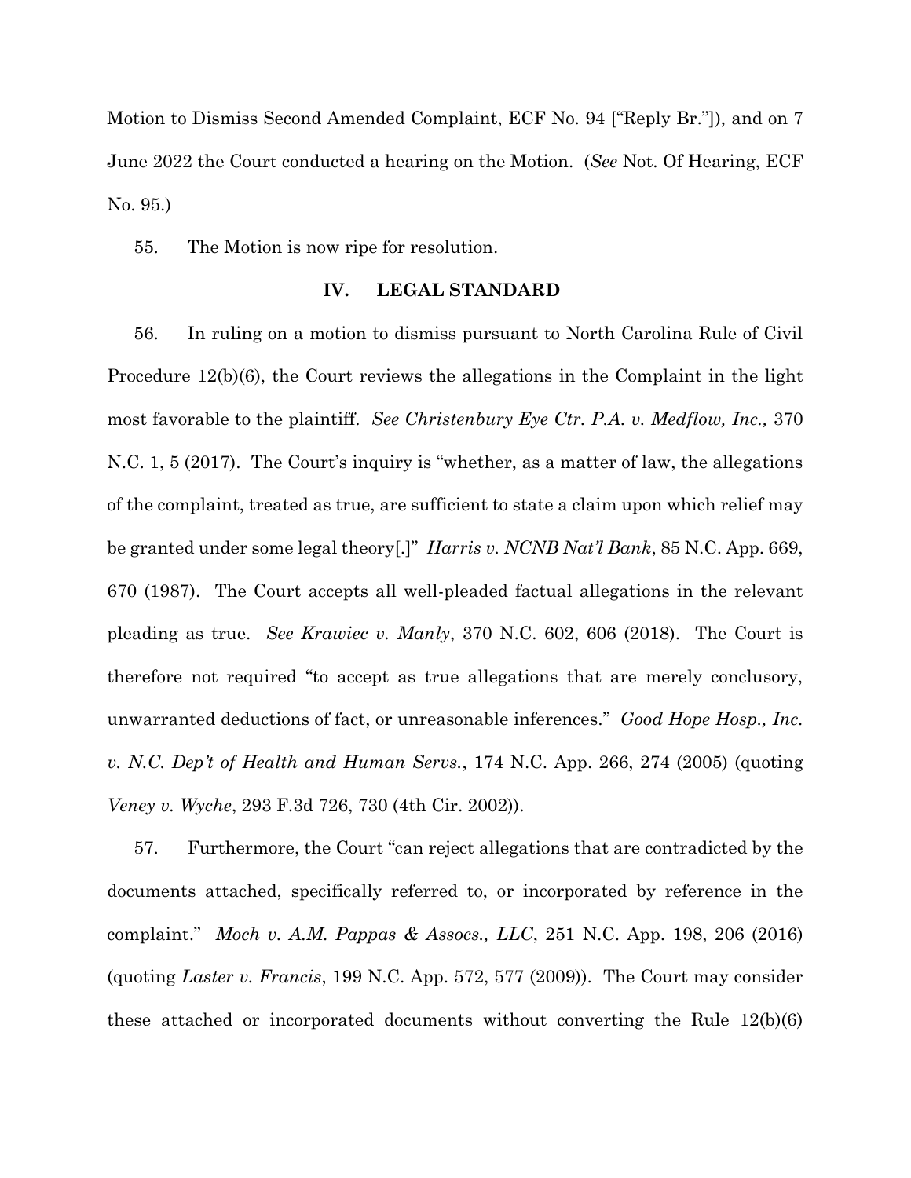Motion to Dismiss Second Amended Complaint, ECF No. 94 ["Reply Br."]), and on 7 June 2022 the Court conducted a hearing on the Motion. (*See* Not. Of Hearing, ECF No. 95.)

55. The Motion is now ripe for resolution.

## IV. LEGAL STANDARD

56. In ruling on a motion to dismiss pursuant to North Carolina Rule of Civil Procedure 12(b)(6), the Court reviews the allegations in the Complaint in the light most favorable to the plaintiff. *See Christenbury Eye Ctr. P.A. v. Medflow, Inc.,* 370 N.C. 1, 5 (2017). The Court's inquiry is "whether, as a matter of law, the allegations of the complaint, treated as true, are sufficient to state a claim upon which relief may be granted under some legal theory[.]" *Harris v. NCNB Nat'l Bank*, 85 N.C. App. 669, 670 (1987). The Court accepts all well-pleaded factual allegations in the relevant pleading as true. *See Krawiec v. Manly*, 370 N.C. 602, 606 (2018). The Court is therefore not required "to accept as true allegations that are merely conclusory, unwarranted deductions of fact, or unreasonable inferences." *Good Hope Hosp., Inc. v. N.C. Dep't of Health and Human Servs.*, 174 N.C. App. 266, 274 (2005) (quoting *Veney v. Wyche*, 293 F.3d 726, 730 (4th Cir. 2002)).

57. Furthermore, the Court "can reject allegations that are contradicted by the documents attached, specifically referred to, or incorporated by reference in the complaint." *Moch v. A.M. Pappas & Assocs., LLC*, 251 N.C. App. 198, 206 (2016) (quoting *Laster v. Francis*, 199 N.C. App. 572, 577 (2009)). The Court may consider these attached or incorporated documents without converting the Rule 12(b)(6)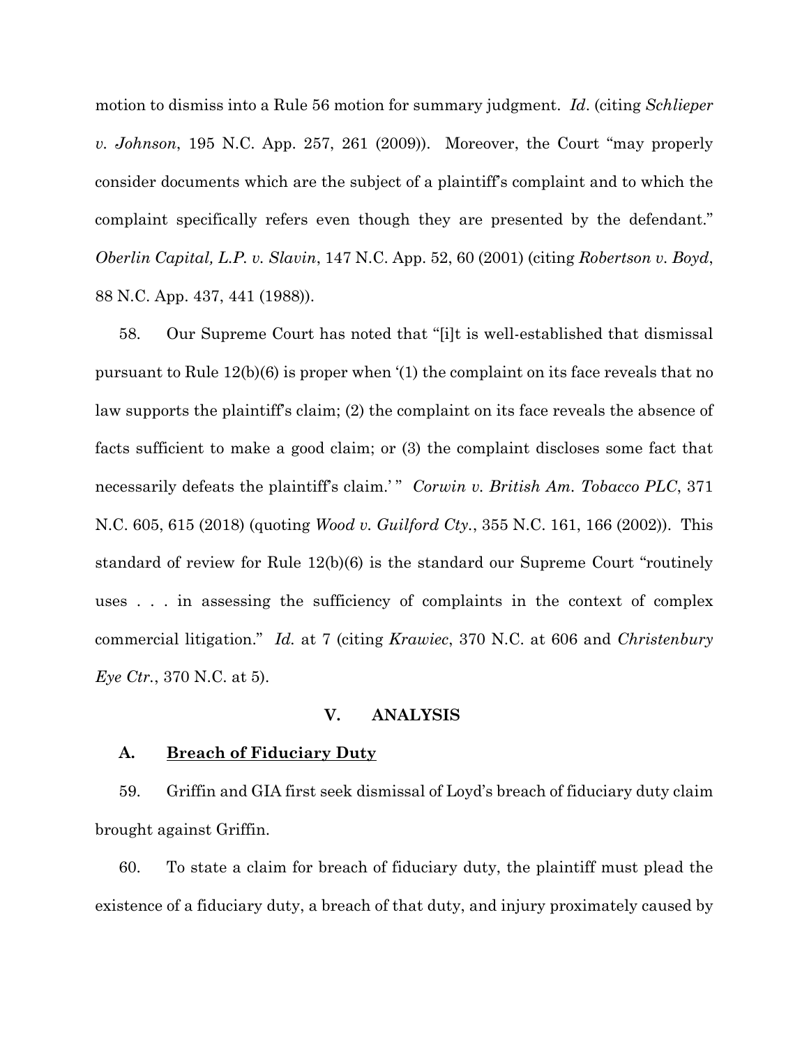motion to dismiss into a Rule 56 motion for summary judgment. *Id*. (citing *Schlieper v. Johnson*, 195 N.C. App. 257, 261 (2009)). Moreover, the Court "may properly consider documents which are the subject of a plaintiff's complaint and to which the complaint specifically refers even though they are presented by the defendant." *Oberlin Capital, L.P. v. Slavin*, 147 N.C. App. 52, 60 (2001) (citing *Robertson v. Boyd*, 88 N.C. App. 437, 441 (1988)).

58. Our Supreme Court has noted that "[i]t is well-established that dismissal pursuant to Rule 12(b)(6) is proper when '(1) the complaint on its face reveals that no law supports the plaintiff's claim; (2) the complaint on its face reveals the absence of facts sufficient to make a good claim; or (3) the complaint discloses some fact that necessarily defeats the plaintiff's claim.' " *Corwin v. British Am. Tobacco PLC*, 371 N.C. 605, 615 (2018) (quoting *Wood v. Guilford Cty.*, 355 N.C. 161, 166 (2002)). This standard of review for Rule 12(b)(6) is the standard our Supreme Court "routinely uses . . . in assessing the sufficiency of complaints in the context of complex commercial litigation." *Id.* at 7 (citing *Krawiec*, 370 N.C. at 606 and *Christenbury Eye Ctr.*, 370 N.C. at 5).

## V. ANALYSIS

### A. <u>Breach of Fiduciary Duty</u>

59. Griffin and GIA first seek dismissal of Loyd's breach of fiduciary duty claim brought against Griffin.

60. To state a claim for breach of fiduciary duty, the plaintiff must plead the existence of a fiduciary duty, a breach of that duty, and injury proximately caused by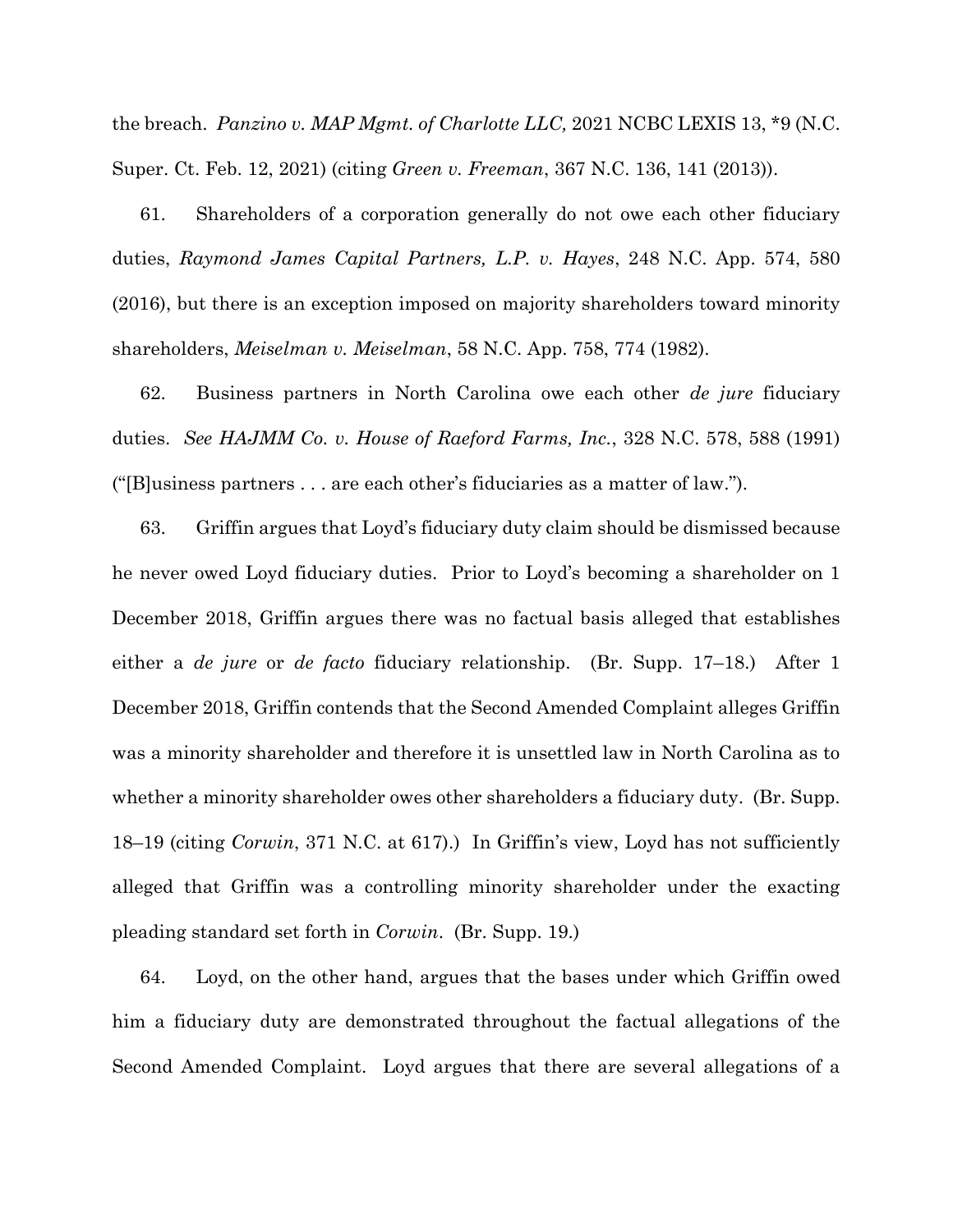the breach. *Panzino v. MAP Mgmt. of Charlotte LLC,* 2021 NCBC LEXIS 13, *9 (N.C. Super. Ct. Feb. 12, 2021) (citing *Green v. Freeman*, 367 N.C. 136, 141 (2013)).

61. Shareholders of a corporation generally do not owe each other fiduciary duties, *Raymond James Capital Partners, L.P. v. Hayes*, 248 N.C. App. 574, 580 (2016), but there is an exception imposed on majority shareholders toward minority shareholders, *Meiselman v. Meiselman*, 58 N.C. App. 758, 774 (1982).

62. Business partners in North Carolina owe each other *de jure* fiduciary duties. *See HAJMM Co. v. House of Raeford Farms, Inc.*, 328 N.C. 578, 588 (1991) ("[B]usiness partners . . . are each other's fiduciaries as a matter of law.").

63. Griffin argues that Loyd's fiduciary duty claim should be dismissed because he never owed Loyd fiduciary duties. Prior to Loyd's becoming a shareholder on 1 December 2018, Griffin argues there was no factual basis alleged that establishes either a *de jure* or *de facto* fiduciary relationship. (Br. Supp. 17–18.) After 1 December 2018, Griffin contends that the Second Amended Complaint alleges Griffin was a minority shareholder and therefore it is unsettled law in North Carolina as to whether a minority shareholder owes other shareholders a fiduciary duty. (Br. Supp. 18–19 (citing *Corwin*, 371 N.C. at 617).) In Griffin's view, Loyd has not sufficiently alleged that Griffin was a controlling minority shareholder under the exacting pleading standard set forth in *Corwin*. (Br. Supp. 19.)

64. Loyd, on the other hand, argues that the bases under which Griffin owed him a fiduciary duty are demonstrated throughout the factual allegations of the Second Amended Complaint. Loyd argues that there are several allegations of a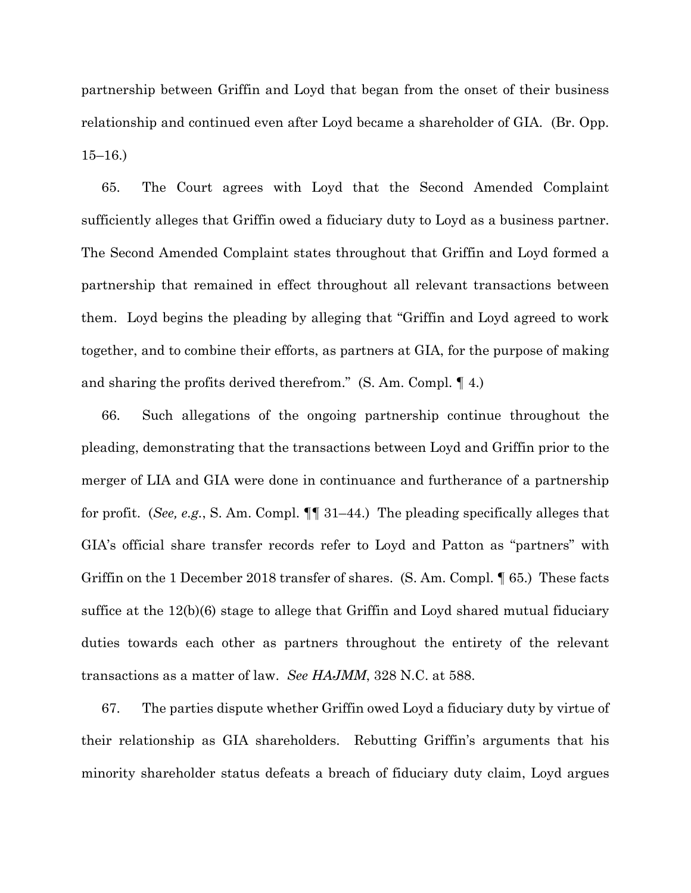partnership between Griffin and Loyd that began from the onset of their business relationship and continued even after Loyd became a shareholder of GIA. (Br. Opp. 15–16.)

65. The Court agrees with Loyd that the Second Amended Complaint sufficiently alleges that Griffin owed a fiduciary duty to Loyd as a business partner. The Second Amended Complaint states throughout that Griffin and Loyd formed a partnership that remained in effect throughout all relevant transactions between them. Loyd begins the pleading by alleging that "Griffin and Loyd agreed to work together, and to combine their efforts, as partners at GIA, for the purpose of making and sharing the profits derived therefrom." (S. Am. Compl. ¶ 4.)

66. Such allegations of the ongoing partnership continue throughout the pleading, demonstrating that the transactions between Loyd and Griffin prior to the merger of LIA and GIA were done in continuance and furtherance of a partnership for profit. (*See, e.g.*, S. Am. Compl. ¶¶ 31–44.) The pleading specifically alleges that GIA's official share transfer records refer to Loyd and Patton as "partners" with Griffin on the 1 December 2018 transfer of shares. (S. Am. Compl. ¶ 65.) These facts suffice at the 12(b)(6) stage to allege that Griffin and Loyd shared mutual fiduciary duties towards each other as partners throughout the entirety of the relevant transactions as a matter of law. *See HAJMM*, 328 N.C. at 588.

67. The parties dispute whether Griffin owed Loyd a fiduciary duty by virtue of their relationship as GIA shareholders. Rebutting Griffin's arguments that his minority shareholder status defeats a breach of fiduciary duty claim, Loyd argues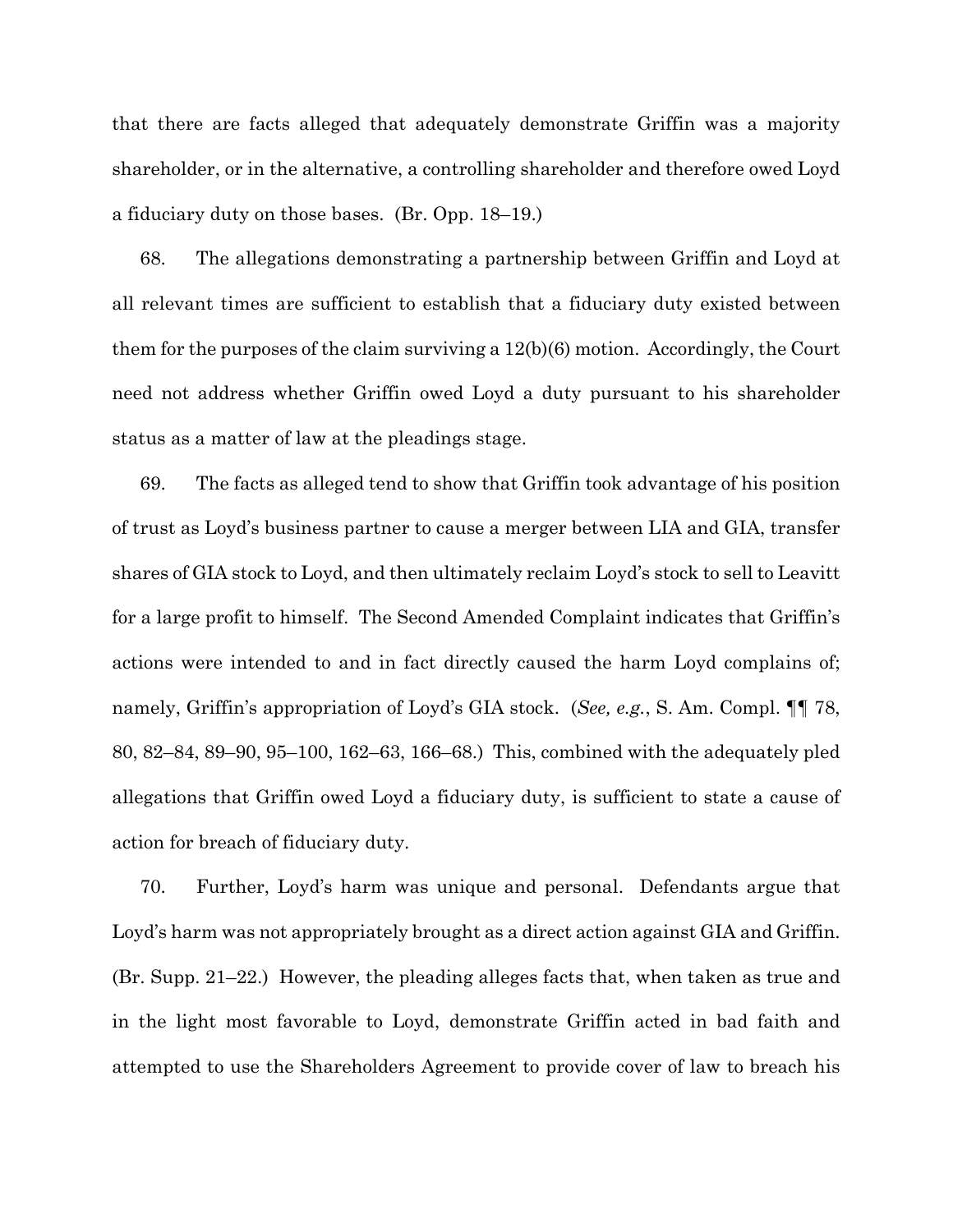that there are facts alleged that adequately demonstrate Griffin was a majority shareholder, or in the alternative, a controlling shareholder and therefore owed Loyd a fiduciary duty on those bases. (Br. Opp. 18–19.)

68. The allegations demonstrating a partnership between Griffin and Loyd at all relevant times are sufficient to establish that a fiduciary duty existed between them for the purposes of the claim surviving a 12(b)(6) motion. Accordingly, the Court need not address whether Griffin owed Loyd a duty pursuant to his shareholder status as a matter of law at the pleadings stage.

69. The facts as alleged tend to show that Griffin took advantage of his position of trust as Loyd's business partner to cause a merger between LIA and GIA, transfer shares of GIA stock to Loyd, and then ultimately reclaim Loyd's stock to sell to Leavitt for a large profit to himself. The Second Amended Complaint indicates that Griffin's actions were intended to and in fact directly caused the harm Loyd complains of; namely, Griffin's appropriation of Loyd's GIA stock. (*See, e.g.*, S. Am. Compl. ¶¶ 78, 80, 82–84, 89–90, 95–100, 162–63, 166–68.) This, combined with the adequately pled allegations that Griffin owed Loyd a fiduciary duty, is sufficient to state a cause of action for breach of fiduciary duty.

70. Further, Loyd's harm was unique and personal. Defendants argue that Loyd's harm was not appropriately brought as a direct action against GIA and Griffin. (Br. Supp. 21–22.) However, the pleading alleges facts that, when taken as true and in the light most favorable to Loyd, demonstrate Griffin acted in bad faith and attempted to use the Shareholders Agreement to provide cover of law to breach his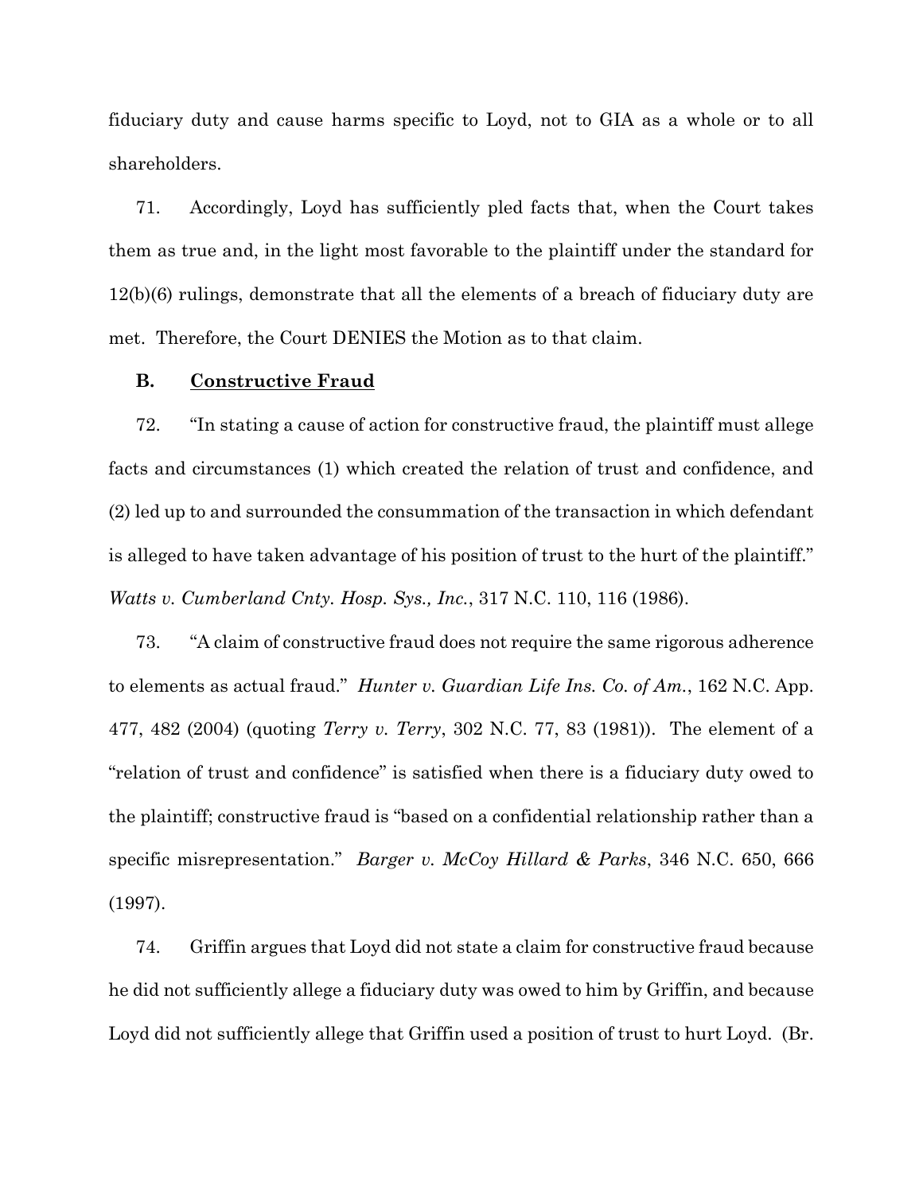fiduciary duty and cause harms specific to Loyd, not to GIA as a whole or to all shareholders.

71. Accordingly, Loyd has sufficiently pled facts that, when the Court takes them as true and, in the light most favorable to the plaintiff under the standard for 12(b)(6) rulings, demonstrate that all the elements of a breach of fiduciary duty are met. Therefore, the Court DENIES the Motion as to that claim.

### **B. <u>Constructive Fraud</u>**

72. "In stating a cause of action for constructive fraud, the plaintiff must allege facts and circumstances (1) which created the relation of trust and confidence, and (2) led up to and surrounded the consummation of the transaction in which defendant is alleged to have taken advantage of his position of trust to the hurt of the plaintiff." *Watts v. Cumberland Cnty. Hosp. Sys., Inc.*, 317 N.C. 110, 116 (1986).

73. "A claim of constructive fraud does not require the same rigorous adherence to elements as actual fraud." *Hunter v. Guardian Life Ins. Co. of Am.*, 162 N.C. App. 477, 482 (2004) (quoting *Terry v. Terry*, 302 N.C. 77, 83 (1981)). The element of a "relation of trust and confidence" is satisfied when there is a fiduciary duty owed to the plaintiff; constructive fraud is "based on a confidential relationship rather than a specific misrepresentation." *Barger v. McCoy Hillard & Parks*, 346 N.C. 650, 666 (1997).

74. Griffin argues that Loyd did not state a claim for constructive fraud because he did not sufficiently allege a fiduciary duty was owed to him by Griffin, and because Loyd did not sufficiently allege that Griffin used a position of trust to hurt Loyd. (Br.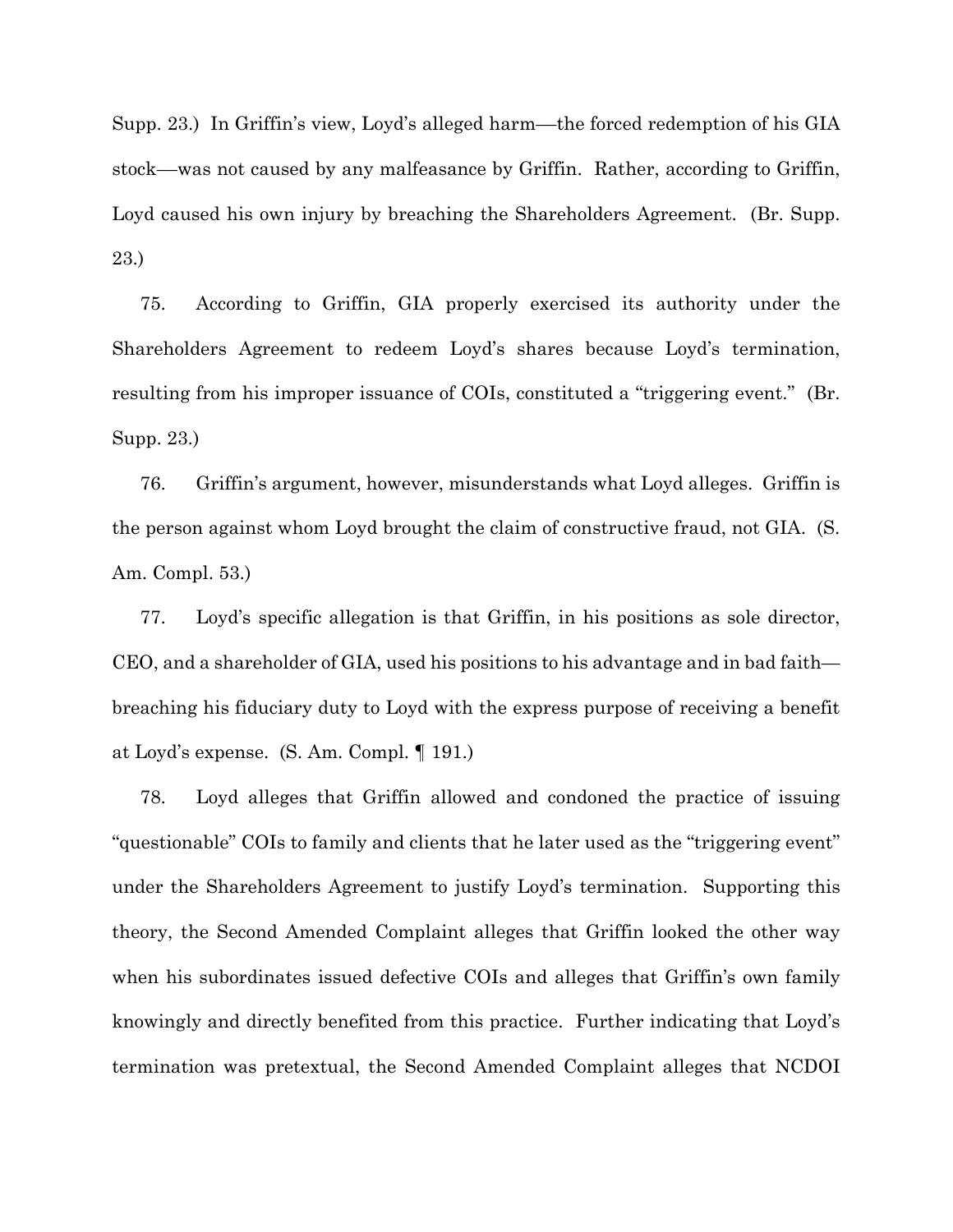Supp. 23.) In Griffin's view, Loyd's alleged harm—the forced redemption of his GIA stock—was not caused by any malfeasance by Griffin. Rather, according to Griffin, Loyd caused his own injury by breaching the Shareholders Agreement. (Br. Supp. 23.)

75. According to Griffin, GIA properly exercised its authority under the Shareholders Agreement to redeem Loyd's shares because Loyd's termination, resulting from his improper issuance of COIs, constituted a "triggering event." (Br. Supp. 23.)

76. Griffin's argument, however, misunderstands what Loyd alleges. Griffin is the person against whom Loyd brought the claim of constructive fraud, not GIA. (S. Am. Compl. 53.)

77. Loyd's specific allegation is that Griffin, in his positions as sole director, CEO, and a shareholder of GIA, used his positions to his advantage and in bad faith—breaching his fiduciary duty to Loyd with the express purpose of receiving a benefit at Loyd's expense. (S. Am. Compl. ¶ 191.)

78. Loyd alleges that Griffin allowed and condoned the practice of issuing "questionable" COIs to family and clients that he later used as the "triggering event" under the Shareholders Agreement to justify Loyd's termination. Supporting this theory, the Second Amended Complaint alleges that Griffin looked the other way when his subordinates issued defective COIs and alleges that Griffin's own family knowingly and directly benefited from this practice. Further indicating that Loyd's termination was pretextual, the Second Amended Complaint alleges that NCDOI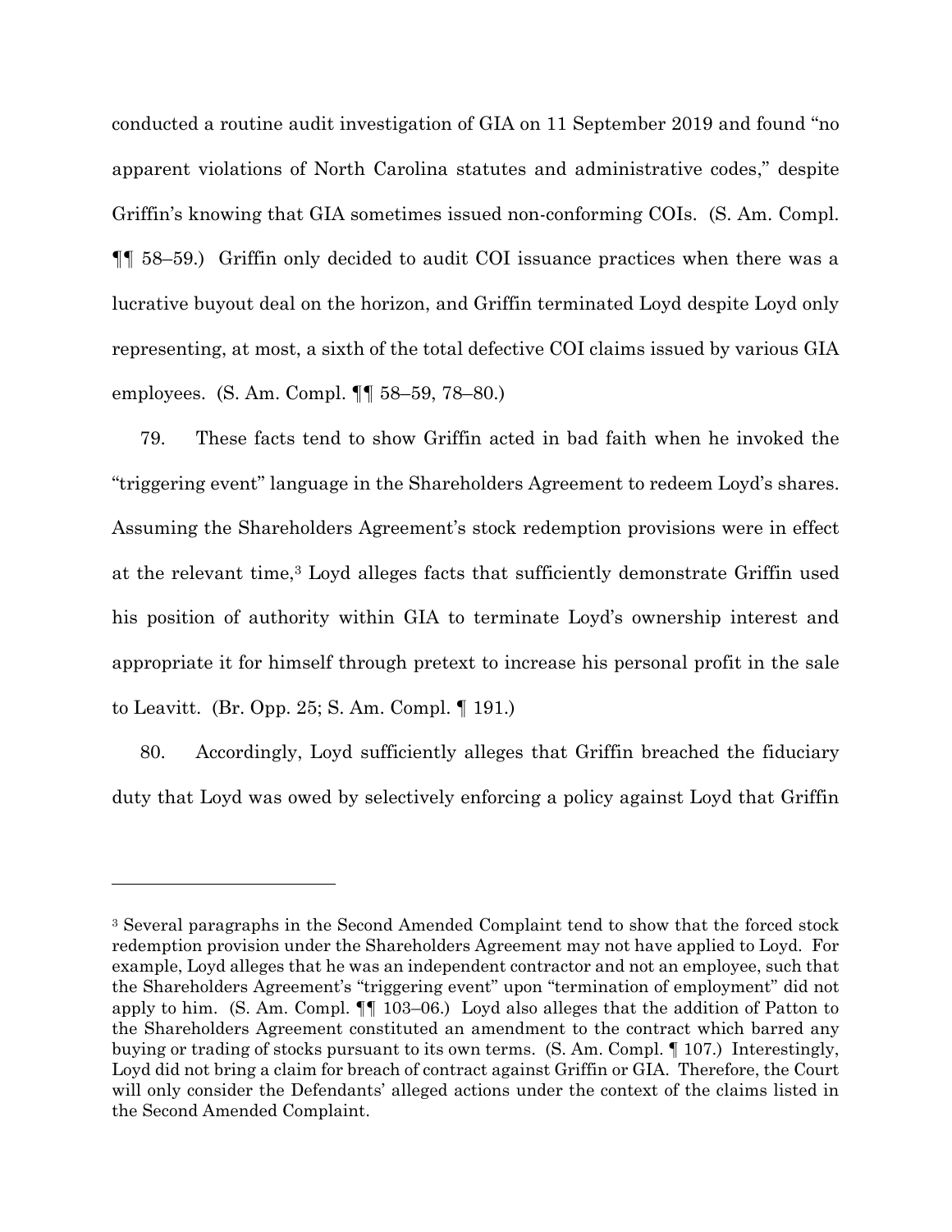conducted a routine audit investigation of GIA on 11 September 2019 and found "no apparent violations of North Carolina statutes and administrative codes," despite Griffin's knowing that GIA sometimes issued non-conforming COIs. (S. Am. Compl. ¶¶ 58–59.) Griffin only decided to audit COI issuance practices when there was a lucrative buyout deal on the horizon, and Griffin terminated Loyd despite Loyd only representing, at most, a sixth of the total defective COI claims issued by various GIA employees. (S. Am. Compl. ¶¶ 58–59, 78–80.)

79. These facts tend to show Griffin acted in bad faith when he invoked the "triggering event" language in the Shareholders Agreement to redeem Loyd's shares. Assuming the Shareholders Agreement's stock redemption provisions were in effect at the relevant time,[3] Loyd alleges facts that sufficiently demonstrate Griffin used his position of authority within GIA to terminate Loyd's ownership interest and appropriate it for himself through pretext to increase his personal profit in the sale to Leavitt. (Br. Opp. 25; S. Am. Compl. ¶ 191.)

80. Accordingly, Loyd sufficiently alleges that Griffin breached the fiduciary duty that Loyd was owed by selectively enforcing a policy against Loyd that Griffin

---

[3] Several paragraphs in the Second Amended Complaint tend to show that the forced stock redemption provision under the Shareholders Agreement may not have applied to Loyd. For example, Loyd alleges that he was an independent contractor and not an employee, such that the Shareholders Agreement's "triggering event" upon "termination of employment" did not apply to him. (S. Am. Compl. ¶¶ 103–06.) Loyd also alleges that the addition of Patton to the Shareholders Agreement constituted an amendment to the contract which barred any buying or trading of stocks pursuant to its own terms. (S. Am. Compl. ¶ 107.) Interestingly, Loyd did not bring a claim for breach of contract against Griffin or GIA. Therefore, the Court will only consider the Defendants' alleged actions under the context of the claims listed in the Second Amended Complaint.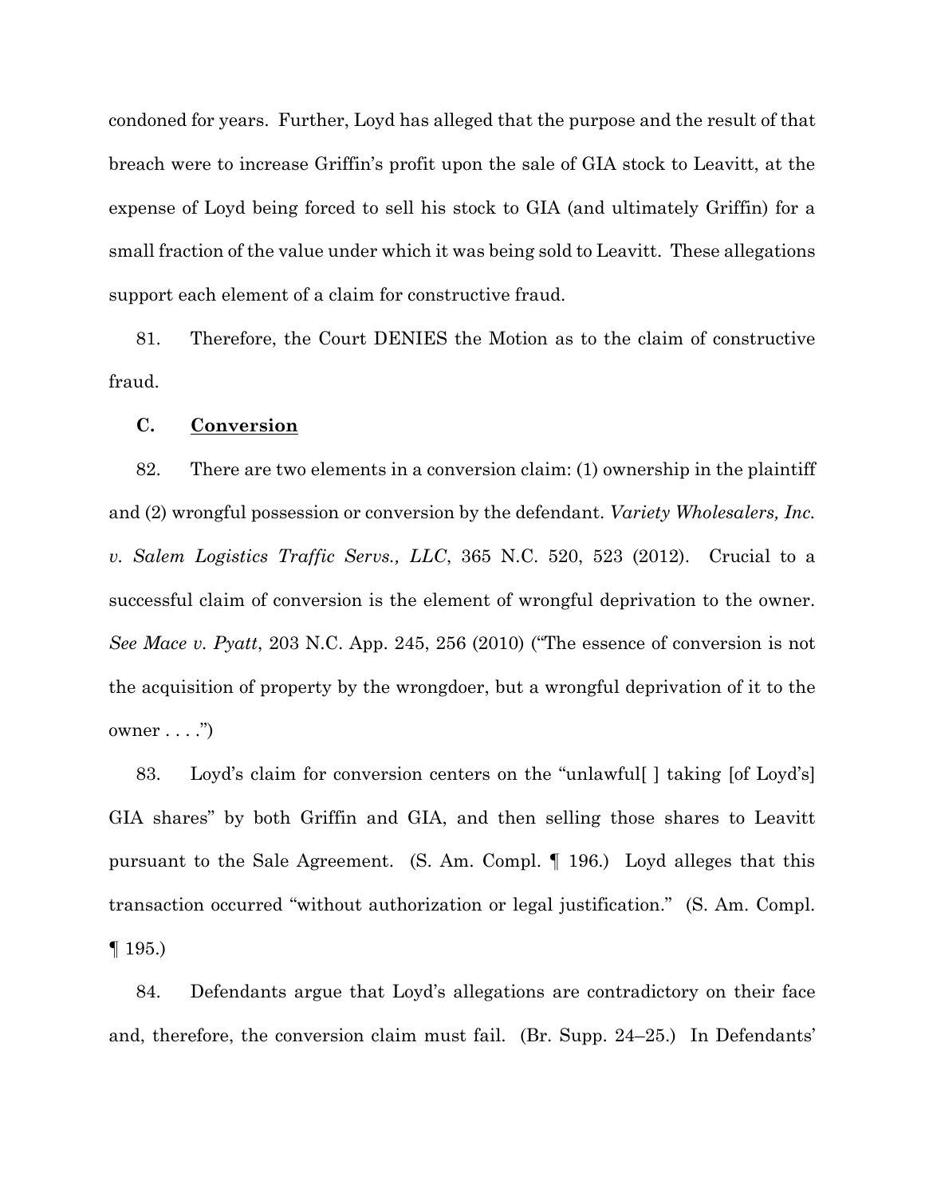condoned for years. Further, Loyd has alleged that the purpose and the result of that breach were to increase Griffin's profit upon the sale of GIA stock to Leavitt, at the expense of Loyd being forced to sell his stock to GIA (and ultimately Griffin) for a small fraction of the value under which it was being sold to Leavitt. These allegations support each element of a claim for constructive fraud.

81. Therefore, the Court DENIES the Motion as to the claim of constructive fraud.

### C. <u>Conversion</u>

82. There are two elements in a conversion claim: (1) ownership in the plaintiff and (2) wrongful possession or conversion by the defendant. *Variety Wholesalers, Inc. v. Salem Logistics Traffic Servs., LLC*, 365 N.C. 520, 523 (2012). Crucial to a successful claim of conversion is the element of wrongful deprivation to the owner. *See Mace v. Pyatt*, 203 N.C. App. 245, 256 (2010) ("The essence of conversion is not the acquisition of property by the wrongdoer, but a wrongful deprivation of it to the owner . . . .")

83. Loyd's claim for conversion centers on the "unlawful[ ] taking [of Loyd's] GIA shares" by both Griffin and GIA, and then selling those shares to Leavitt pursuant to the Sale Agreement. (S. Am. Compl. ¶ 196.) Loyd alleges that this transaction occurred "without authorization or legal justification." (S. Am. Compl. ¶ 195.)

84. Defendants argue that Loyd's allegations are contradictory on their face and, therefore, the conversion claim must fail. (Br. Supp. 24–25.) In Defendants'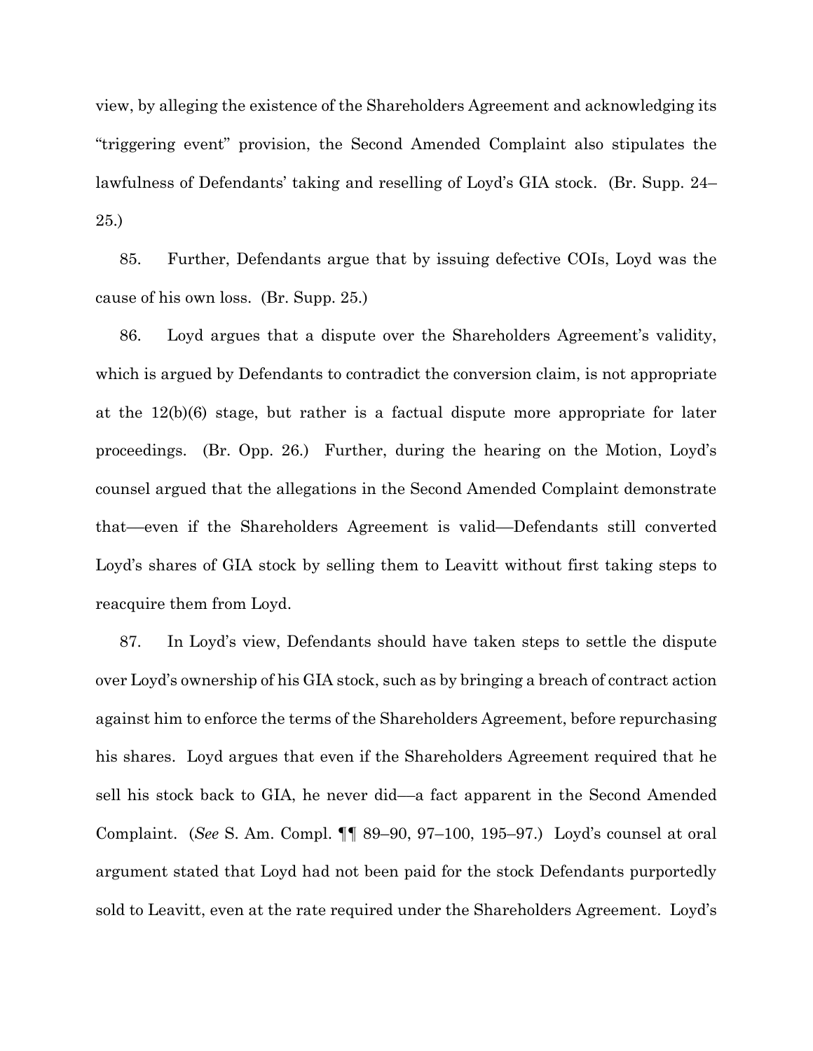view, by alleging the existence of the Shareholders Agreement and acknowledging its "triggering event" provision, the Second Amended Complaint also stipulates the lawfulness of Defendants' taking and reselling of Loyd's GIA stock. (Br. Supp. 24–25.)

85. Further, Defendants argue that by issuing defective COIs, Loyd was the cause of his own loss. (Br. Supp. 25.)

86. Loyd argues that a dispute over the Shareholders Agreement's validity, which is argued by Defendants to contradict the conversion claim, is not appropriate at the 12(b)(6) stage, but rather is a factual dispute more appropriate for later proceedings. (Br. Opp. 26.) Further, during the hearing on the Motion, Loyd's counsel argued that the allegations in the Second Amended Complaint demonstrate that—even if the Shareholders Agreement is valid—Defendants still converted Loyd's shares of GIA stock by selling them to Leavitt without first taking steps to reacquire them from Loyd.

87. In Loyd's view, Defendants should have taken steps to settle the dispute over Loyd's ownership of his GIA stock, such as by bringing a breach of contract action against him to enforce the terms of the Shareholders Agreement, before repurchasing his shares. Loyd argues that even if the Shareholders Agreement required that he sell his stock back to GIA, he never did—a fact apparent in the Second Amended Complaint. (*See* S. Am. Compl. ¶¶ 89–90, 97–100, 195–97.) Loyd's counsel at oral argument stated that Loyd had not been paid for the stock Defendants purportedly sold to Leavitt, even at the rate required under the Shareholders Agreement. Loyd's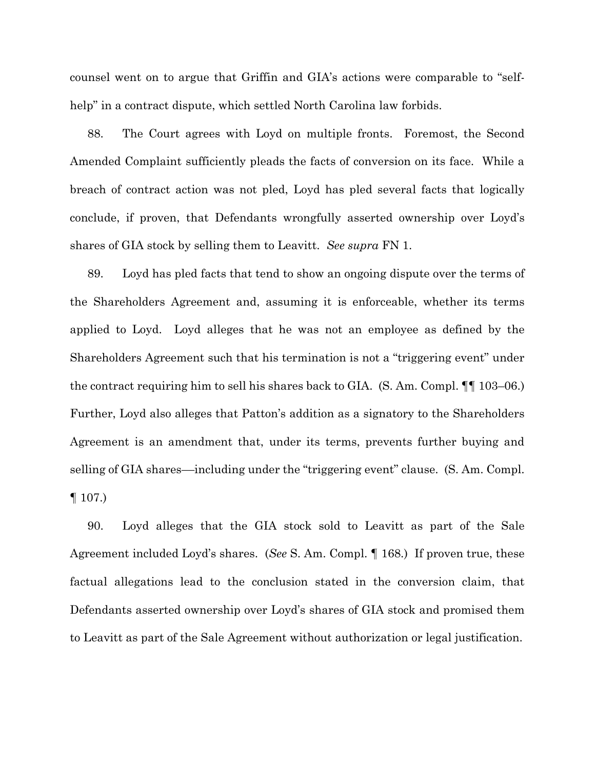counsel went on to argue that Griffin and GIA's actions were comparable to "self-help" in a contract dispute, which settled North Carolina law forbids.

88. The Court agrees with Loyd on multiple fronts. Foremost, the Second Amended Complaint sufficiently pleads the facts of conversion on its face. While a breach of contract action was not pled, Loyd has pled several facts that logically conclude, if proven, that Defendants wrongfully asserted ownership over Loyd's shares of GIA stock by selling them to Leavitt. *See supra* FN 1.

89. Loyd has pled facts that tend to show an ongoing dispute over the terms of the Shareholders Agreement and, assuming it is enforceable, whether its terms applied to Loyd. Loyd alleges that he was not an employee as defined by the Shareholders Agreement such that his termination is not a "triggering event" under the contract requiring him to sell his shares back to GIA. (S. Am. Compl. ¶¶ 103–06.) Further, Loyd also alleges that Patton's addition as a signatory to the Shareholders Agreement is an amendment that, under its terms, prevents further buying and selling of GIA shares—including under the "triggering event" clause. (S. Am. Compl. ¶ 107.)

90. Loyd alleges that the GIA stock sold to Leavitt as part of the Sale Agreement included Loyd's shares. (*See* S. Am. Compl. ¶ 168.) If proven true, these factual allegations lead to the conclusion stated in the conversion claim, that Defendants asserted ownership over Loyd's shares of GIA stock and promised them to Leavitt as part of the Sale Agreement without authorization or legal justification.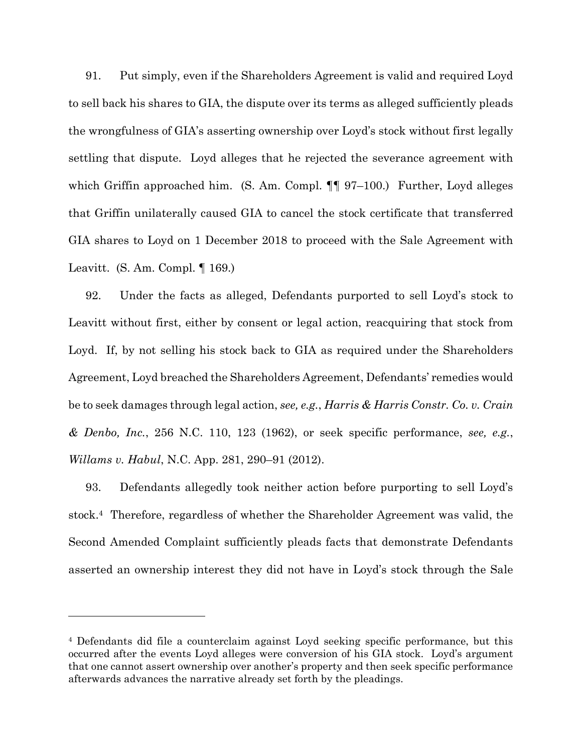91. Put simply, even if the Shareholders Agreement is valid and required Loyd to sell back his shares to GIA, the dispute over its terms as alleged sufficiently pleads the wrongfulness of GIA's asserting ownership over Loyd's stock without first legally settling that dispute. Loyd alleges that he rejected the severance agreement with which Griffin approached him. (S. Am. Compl. ¶¶ 97–100.) Further, Loyd alleges that Griffin unilaterally caused GIA to cancel the stock certificate that transferred GIA shares to Loyd on 1 December 2018 to proceed with the Sale Agreement with Leavitt. (S. Am. Compl. ¶ 169.)

92. Under the facts as alleged, Defendants purported to sell Loyd's stock to Leavitt without first, either by consent or legal action, reacquiring that stock from Loyd. If, by not selling his stock back to GIA as required under the Shareholders Agreement, Loyd breached the Shareholders Agreement, Defendants' remedies would be to seek damages through legal action, *see, e.g.*, *Harris & Harris Constr. Co. v. Crain & Denbo, Inc.*, 256 N.C. 110, 123 (1962), or seek specific performance, *see, e.g.*, *Willams v. Habul*, N.C. App. 281, 290–91 (2012).

93. Defendants allegedly took neither action before purporting to sell Loyd's stock.[4] Therefore, regardless of whether the Shareholder Agreement was valid, the Second Amended Complaint sufficiently pleads facts that demonstrate Defendants asserted an ownership interest they did not have in Loyd's stock through the Sale

---

[4] Defendants did file a counterclaim against Loyd seeking specific performance, but this occurred after the events Loyd alleges were conversion of his GIA stock. Loyd's argument that one cannot assert ownership over another's property and then seek specific performance afterwards advances the narrative already set forth by the pleadings.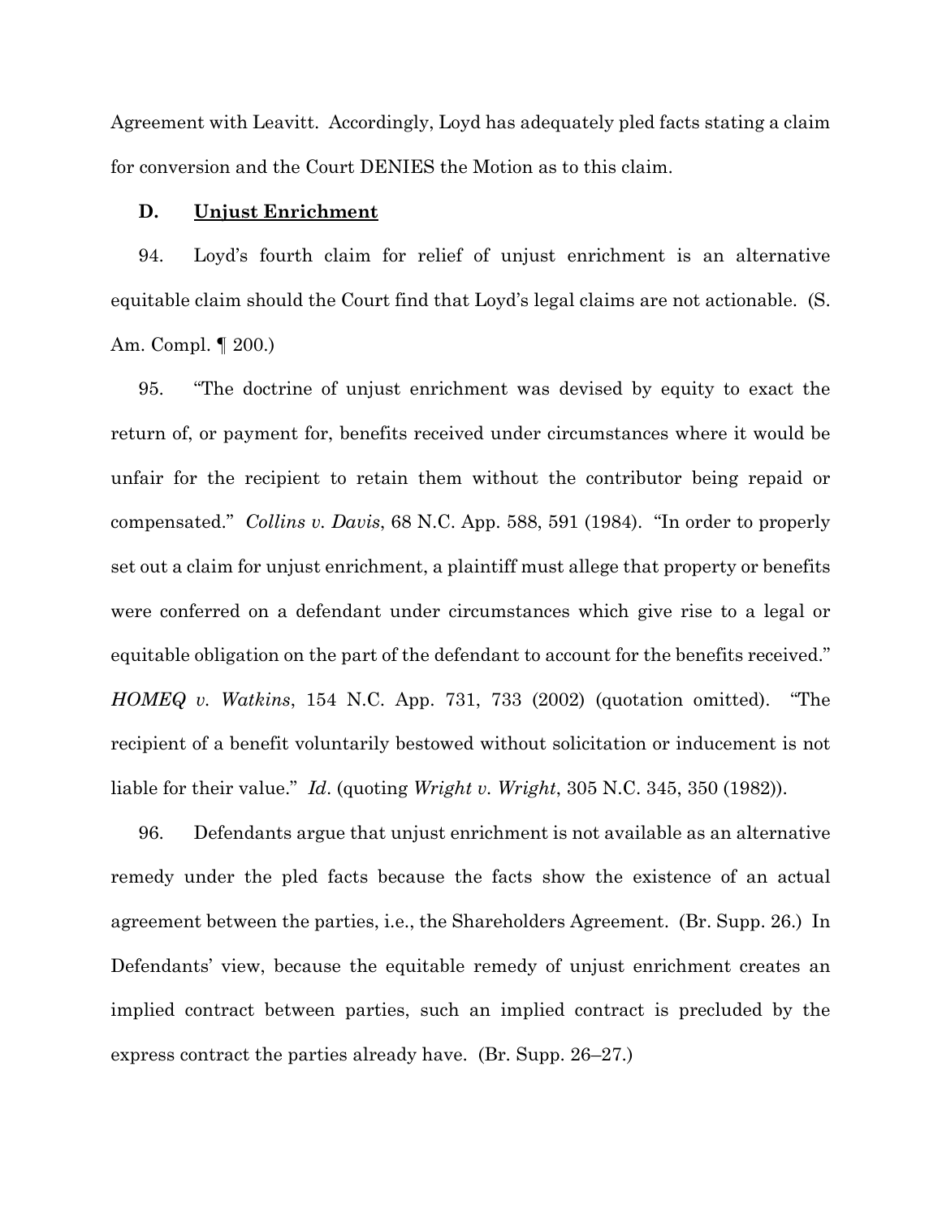Agreement with Leavitt. Accordingly, Loyd has adequately pled facts stating a claim for conversion and the Court DENIES the Motion as to this claim.

### D. Unjust Enrichment

94. Loyd's fourth claim for relief of unjust enrichment is an alternative equitable claim should the Court find that Loyd's legal claims are not actionable. (S. Am. Compl. ¶ 200.)

95. "The doctrine of unjust enrichment was devised by equity to exact the return of, or payment for, benefits received under circumstances where it would be unfair for the recipient to retain them without the contributor being repaid or compensated." *Collins v. Davis*, 68 N.C. App. 588, 591 (1984). "In order to properly set out a claim for unjust enrichment, a plaintiff must allege that property or benefits were conferred on a defendant under circumstances which give rise to a legal or equitable obligation on the part of the defendant to account for the benefits received." *HOMEQ v. Watkins*, 154 N.C. App. 731, 733 (2002) (quotation omitted). "The recipient of a benefit voluntarily bestowed without solicitation or inducement is not liable for their value." *Id*. (quoting *Wright v. Wright*, 305 N.C. 345, 350 (1982)).

96. Defendants argue that unjust enrichment is not available as an alternative remedy under the pled facts because the facts show the existence of an actual agreement between the parties, i.e., the Shareholders Agreement. (Br. Supp. 26.) In Defendants' view, because the equitable remedy of unjust enrichment creates an implied contract between parties, such an implied contract is precluded by the express contract the parties already have. (Br. Supp. 26–27.)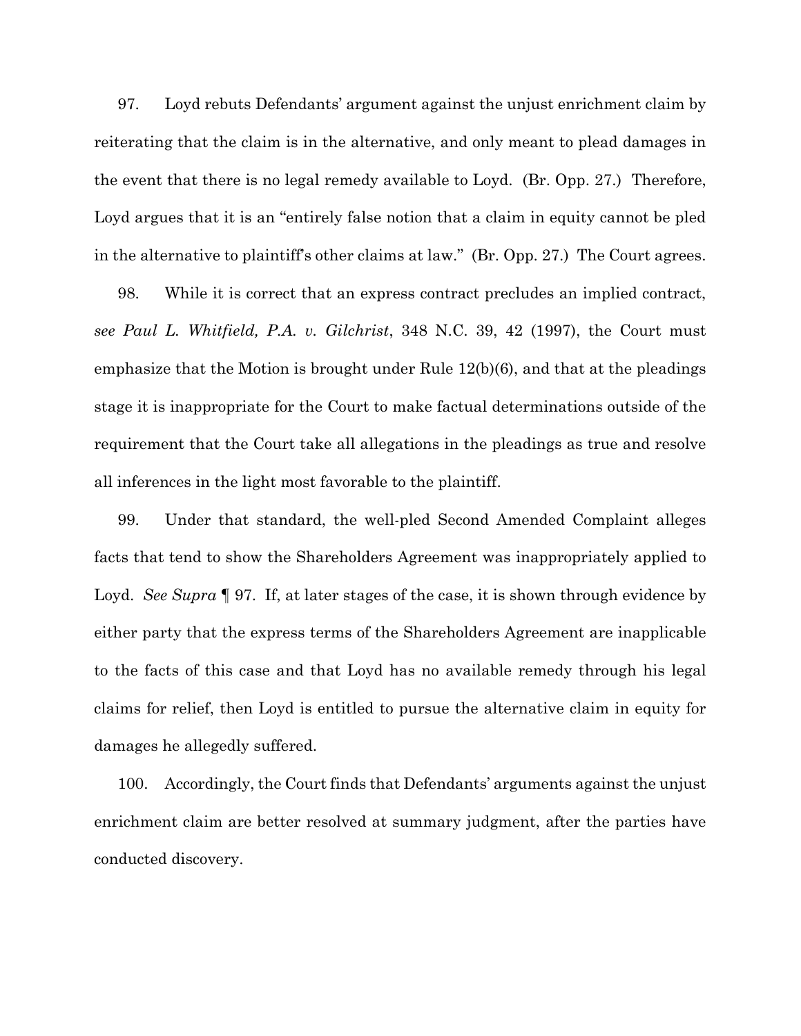97. Loyd rebuts Defendants' argument against the unjust enrichment claim by reiterating that the claim is in the alternative, and only meant to plead damages in the event that there is no legal remedy available to Loyd. (Br. Opp. 27.) Therefore, Loyd argues that it is an "entirely false notion that a claim in equity cannot be pled in the alternative to plaintiff's other claims at law." (Br. Opp. 27.) The Court agrees.

98. While it is correct that an express contract precludes an implied contract, *see Paul L. Whitfield, P.A. v. Gilchrist*, 348 N.C. 39, 42 (1997), the Court must emphasize that the Motion is brought under Rule 12(b)(6), and that at the pleadings stage it is inappropriate for the Court to make factual determinations outside of the requirement that the Court take all allegations in the pleadings as true and resolve all inferences in the light most favorable to the plaintiff.

99. Under that standard, the well-pled Second Amended Complaint alleges facts that tend to show the Shareholders Agreement was inappropriately applied to Loyd. *See Supra* ¶ 97. If, at later stages of the case, it is shown through evidence by either party that the express terms of the Shareholders Agreement are inapplicable to the facts of this case and that Loyd has no available remedy through his legal claims for relief, then Loyd is entitled to pursue the alternative claim in equity for damages he allegedly suffered.

100. Accordingly, the Court finds that Defendants' arguments against the unjust enrichment claim are better resolved at summary judgment, after the parties have conducted discovery.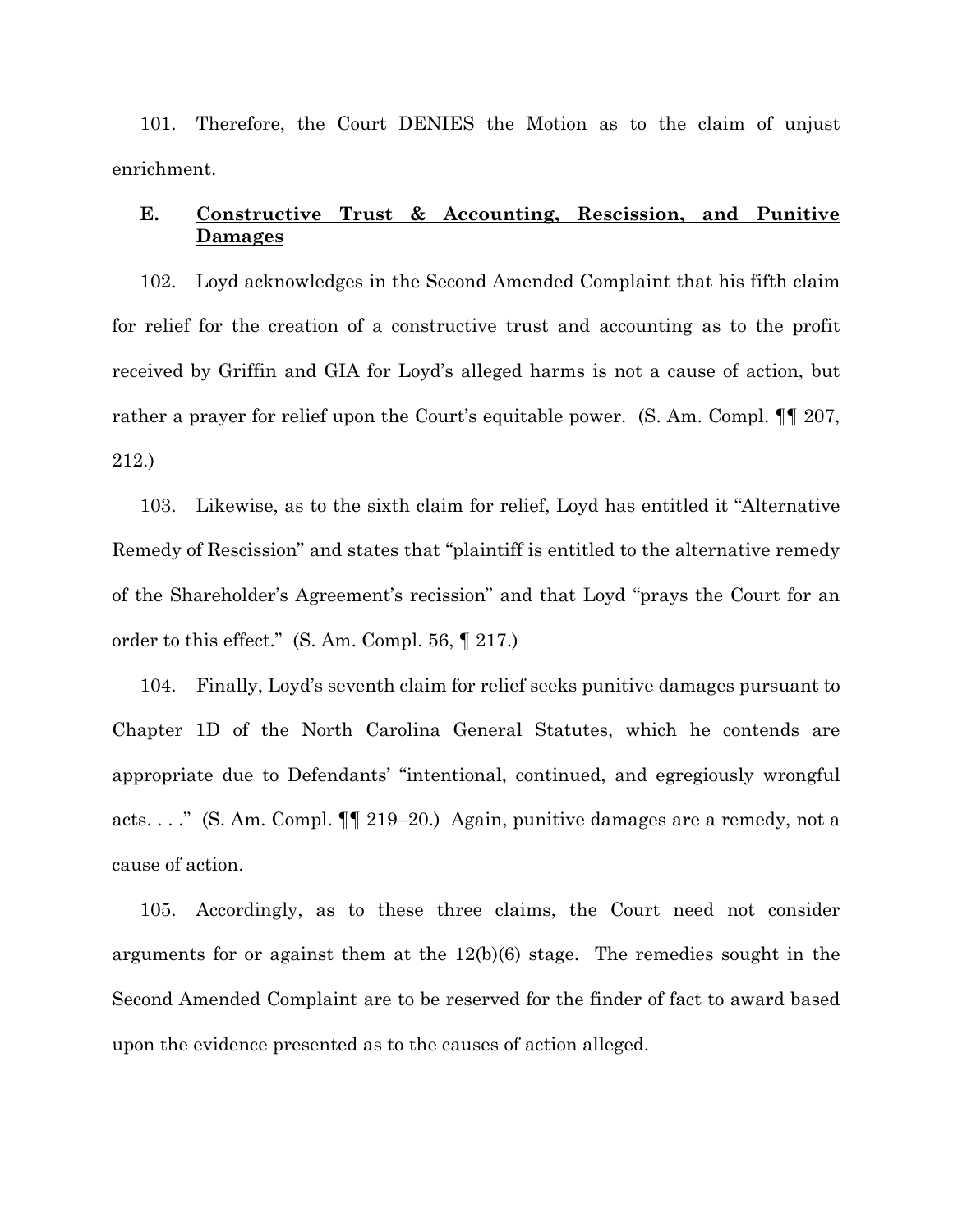101. Therefore, the Court DENIES the Motion as to the claim of unjust enrichment.

### E. Constructive Trust & Accounting, Rescission, and Punitive Damages

102. Loyd acknowledges in the Second Amended Complaint that his fifth claim for relief for the creation of a constructive trust and accounting as to the profit received by Griffin and GIA for Loyd's alleged harms is not a cause of action, but rather a prayer for relief upon the Court's equitable power. (S. Am. Compl. ¶¶ 207, 212.)

103. Likewise, as to the sixth claim for relief, Loyd has entitled it "Alternative Remedy of Rescission" and states that "plaintiff is entitled to the alternative remedy of the Shareholder's Agreement's recission" and that Loyd "prays the Court for an order to this effect." (S. Am. Compl. 56, ¶ 217.)

104. Finally, Loyd's seventh claim for relief seeks punitive damages pursuant to Chapter 1D of the North Carolina General Statutes, which he contends are appropriate due to Defendants' "intentional, continued, and egregiously wrongful acts. . . ." (S. Am. Compl. ¶¶ 219–20.) Again, punitive damages are a remedy, not a cause of action.

105. Accordingly, as to these three claims, the Court need not consider arguments for or against them at the 12(b)(6) stage. The remedies sought in the Second Amended Complaint are to be reserved for the finder of fact to award based upon the evidence presented as to the causes of action alleged.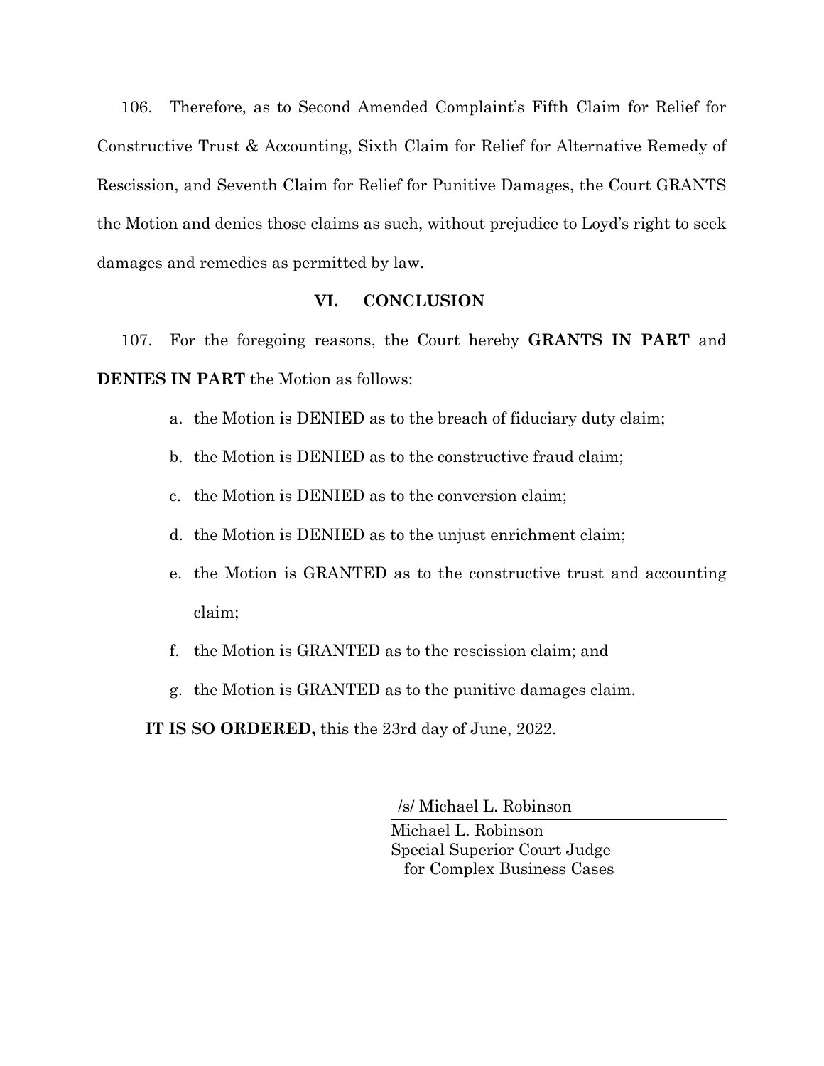106. Therefore, as to Second Amended Complaint's Fifth Claim for Relief for Constructive Trust & Accounting, Sixth Claim for Relief for Alternative Remedy of Rescission, and Seventh Claim for Relief for Punitive Damages, the Court GRANTS the Motion and denies those claims as such, without prejudice to Loyd's right to seek damages and remedies as permitted by law.

## VI. CONCLUSION

107. For the foregoing reasons, the Court hereby **GRANTS IN PART** and **DENIES IN PART** the Motion as follows:

a. the Motion is DENIED as to the breach of fiduciary duty claim;

b. the Motion is DENIED as to the constructive fraud claim;

c. the Motion is DENIED as to the conversion claim;

d. the Motion is DENIED as to the unjust enrichment claim;

e. the Motion is GRANTED as to the constructive trust and accounting claim;

f. the Motion is GRANTED as to the rescission claim; and

g. the Motion is GRANTED as to the punitive damages claim.

**IT IS SO ORDERED,** this the 23rd day of June, 2022.

/s/ Michael L. Robinson

Michael L. Robinson
Special Superior Court Judge
for Complex Business Cases